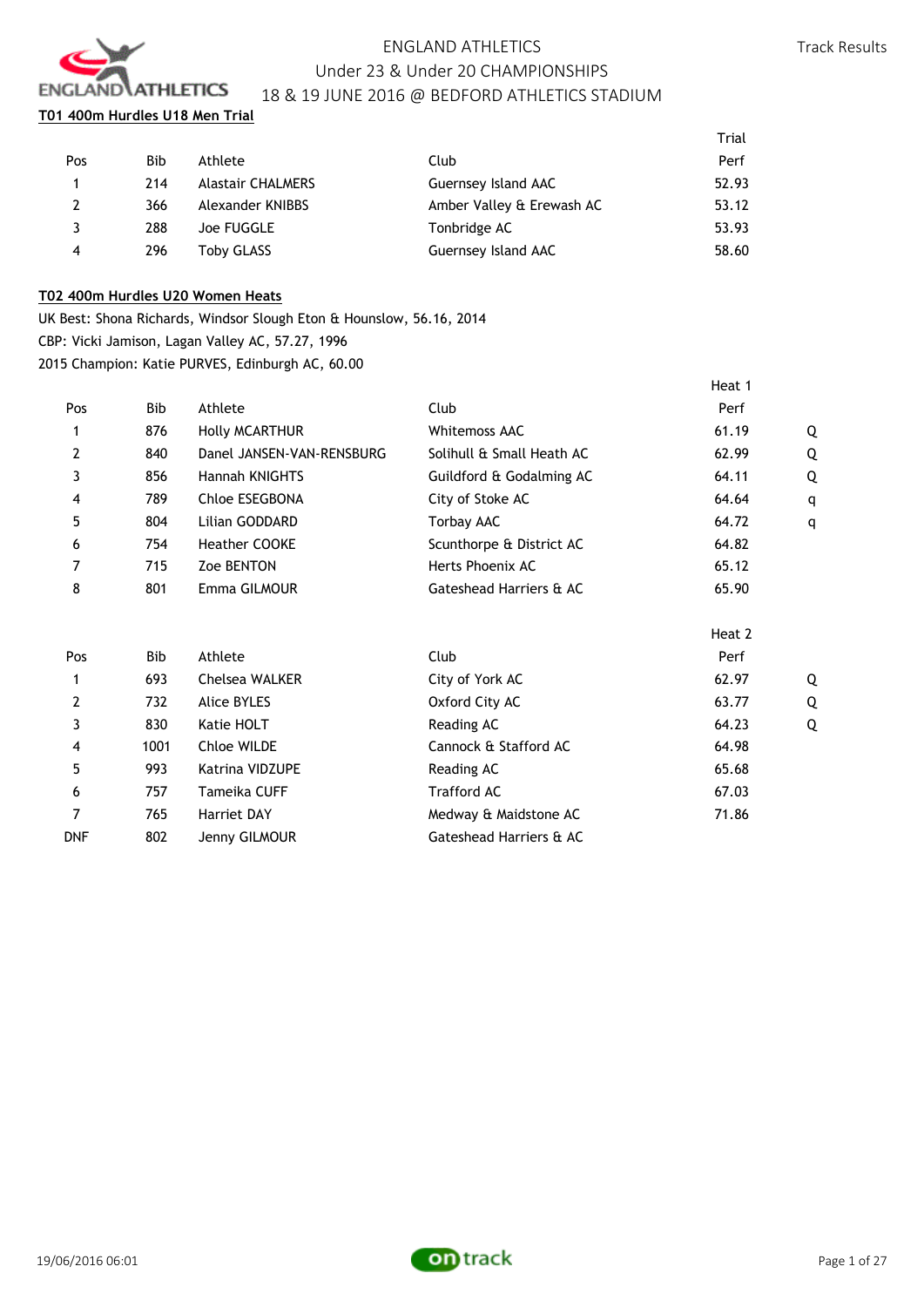# ENGLAND ATHLETICS

## Under 23 & Under 20 CHAMPIONSHIPS

## 18 & 19 JUNE 2016 @ BEDFORD ATHLETICS STADIUM

Track Results

### T01 400m Hurdles U18 Men Trial

| Pos | Bib | Athlete | Club | Trial Perf |
|---|---|---|---|---|
| 1 | 214 | Alastair CHALMERS | Guernsey Island AAC | 52.93 |
| 2 | 366 | Alexander KNIBBS | Amber Valley & Erewash AC | 53.12 |
| 3 | 288 | Joe FUGGLE | Tonbridge AC | 53.93 |
| 4 | 296 | Toby GLASS | Guernsey Island AAC | 58.60 |

### T02 400m Hurdles U20 Women Heats

UK Best: Shona Richards, Windsor Slough Eton & Hounslow, 56.16, 2014

CBP: Vicki Jamison, Lagan Valley AC, 57.27, 1996

2015 Champion: Katie PURVES, Edinburgh AC, 60.00

**Heat 1**

| Pos | Bib | Athlete | Club | Perf | |
|---|---|---|---|---|---|
| 1 | 876 | Holly MCARTHUR | Whitemoss AAC | 61.19 | Q |
| 2 | 840 | Danel JANSEN-VAN-RENSBURG | Solihull & Small Heath AC | 62.99 | Q |
| 3 | 856 | Hannah KNIGHTS | Guildford & Godalming AC | 64.11 | Q |
| 4 | 789 | Chloe ESEGBONA | City of Stoke AC | 64.64 | q |
| 5 | 804 | Lilian GODDARD | Torbay AAC | 64.72 | q |
| 6 | 754 | Heather COOKE | Scunthorpe & District AC | 64.82 | |
| 7 | 715 | Zoe BENTON | Herts Phoenix AC | 65.12 | |
| 8 | 801 | Emma GILMOUR | Gateshead Harriers & AC | 65.90 | |

**Heat 2**

| Pos | Bib | Athlete | Club | Perf | |
|---|---|---|---|---|---|
| 1 | 693 | Chelsea WALKER | City of York AC | 62.97 | Q |
| 2 | 732 | Alice BYLES | Oxford City AC | 63.77 | Q |
| 3 | 830 | Katie HOLT | Reading AC | 64.23 | Q |
| 4 | 1001 | Chloe WILDE | Cannock & Stafford AC | 64.98 | |
| 5 | 993 | Katrina VIDZUPE | Reading AC | 65.68 | |
| 6 | 757 | Tameika CUFF | Trafford AC | 67.03 | |
| 7 | 765 | Harriet DAY | Medway & Maidstone AC | 71.86 | |
| DNF | 802 | Jenny GILMOUR | Gateshead Harriers & AC | | |

19/06/2016 06:01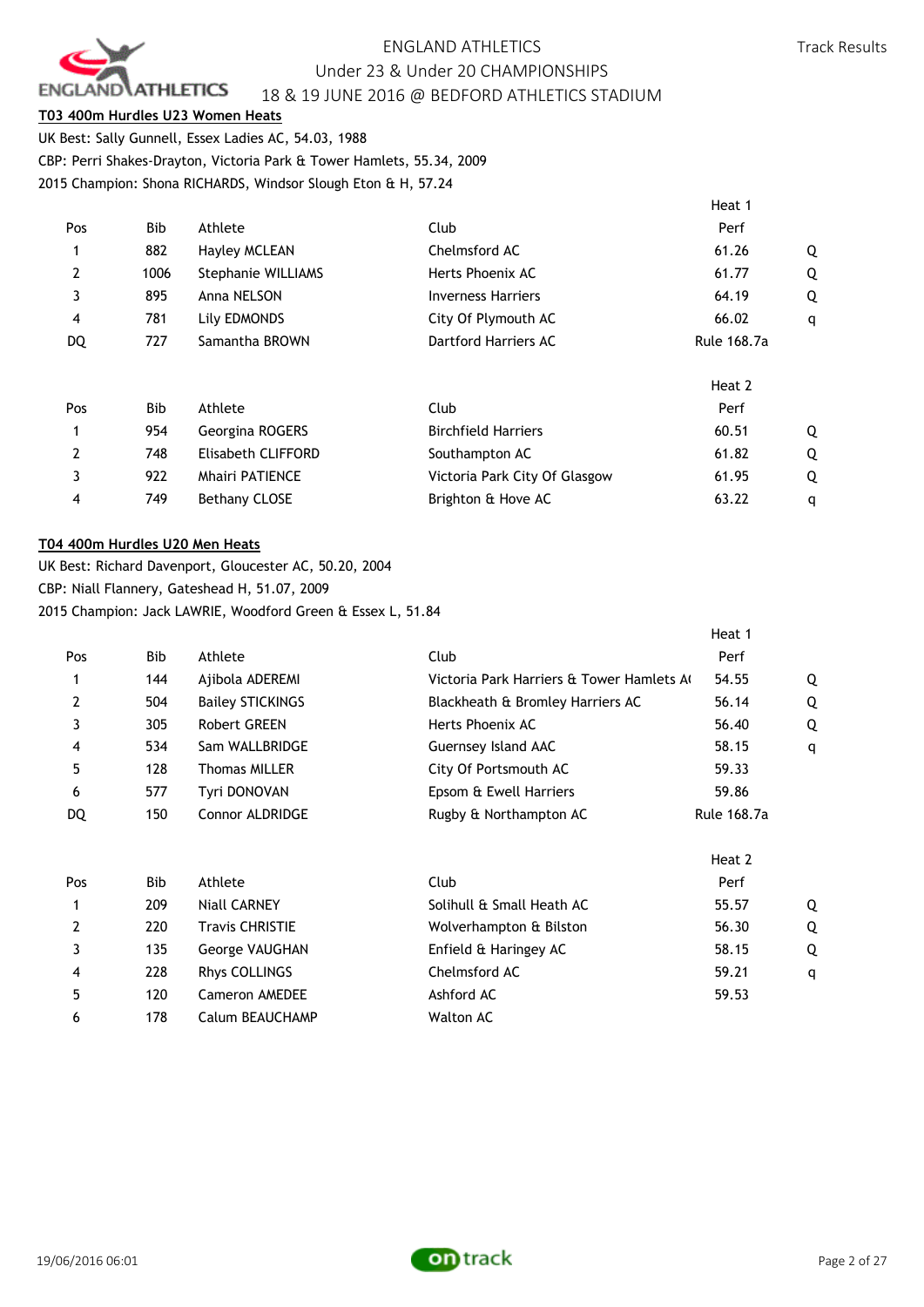## T03 400m Hurdles U23 Women Heats

UK Best: Sally Gunnell, Essex Ladies AC, 54.03, 1988

CBP: Perri Shakes-Drayton, Victoria Park & Tower Hamlets, 55.34, 2009

2015 Champion: Shona RICHARDS, Windsor Slough Eton & H, 57.24

**Heat 1**

| Pos | Bib | Athlete | Club | Perf | |
|---|---|---|---|---|---|
| 1 | 882 | Hayley MCLEAN | Chelmsford AC | 61.26 | Q |
| 2 | 1006 | Stephanie WILLIAMS | Herts Phoenix AC | 61.77 | Q |
| 3 | 895 | Anna NELSON | Inverness Harriers | 64.19 | Q |
| 4 | 781 | Lily EDMONDS | City Of Plymouth AC | 66.02 | q |
| DQ | 727 | Samantha BROWN | Dartford Harriers AC | Rule 168.7a | |

**Heat 2**

| Pos | Bib | Athlete | Club | Perf | |
|---|---|---|---|---|---|
| 1 | 954 | Georgina ROGERS | Birchfield Harriers | 60.51 | Q |
| 2 | 748 | Elisabeth CLIFFORD | Southampton AC | 61.82 | Q |
| 3 | 922 | Mhairi PATIENCE | Victoria Park City Of Glasgow | 61.95 | Q |
| 4 | 749 | Bethany CLOSE | Brighton & Hove AC | 63.22 | q |

## T04 400m Hurdles U20 Men Heats

UK Best: Richard Davenport, Gloucester AC, 50.20, 2004

CBP: Niall Flannery, Gateshead H, 51.07, 2009

2015 Champion: Jack LAWRIE, Woodford Green & Essex L, 51.84

**Heat 1**

| Pos | Bib | Athlete | Club | Perf | |
|---|---|---|---|---|---|
| 1 | 144 | Ajibola ADEREMI | Victoria Park Harriers & Tower Hamlets A( | 54.55 | Q |
| 2 | 504 | Bailey STICKINGS | Blackheath & Bromley Harriers AC | 56.14 | Q |
| 3 | 305 | Robert GREEN | Herts Phoenix AC | 56.40 | Q |
| 4 | 534 | Sam WALLBRIDGE | Guernsey Island AAC | 58.15 | q |
| 5 | 128 | Thomas MILLER | City Of Portsmouth AC | 59.33 | |
| 6 | 577 | Tyri DONOVAN | Epsom & Ewell Harriers | 59.86 | |
| DQ | 150 | Connor ALDRIDGE | Rugby & Northampton AC | Rule 168.7a | |

**Heat 2**

| Pos | Bib | Athlete | Club | Perf | |
|---|---|---|---|---|---|
| 1 | 209 | Niall CARNEY | Solihull & Small Heath AC | 55.57 | Q |
| 2 | 220 | Travis CHRISTIE | Wolverhampton & Bilston | 56.30 | Q |
| 3 | 135 | George VAUGHAN | Enfield & Haringey AC | 58.15 | Q |
| 4 | 228 | Rhys COLLINGS | Chelmsford AC | 59.21 | q |
| 5 | 120 | Cameron AMEDEE | Ashford AC | 59.53 | |
| 6 | 178 | Calum BEAUCHAMP | Walton AC | | |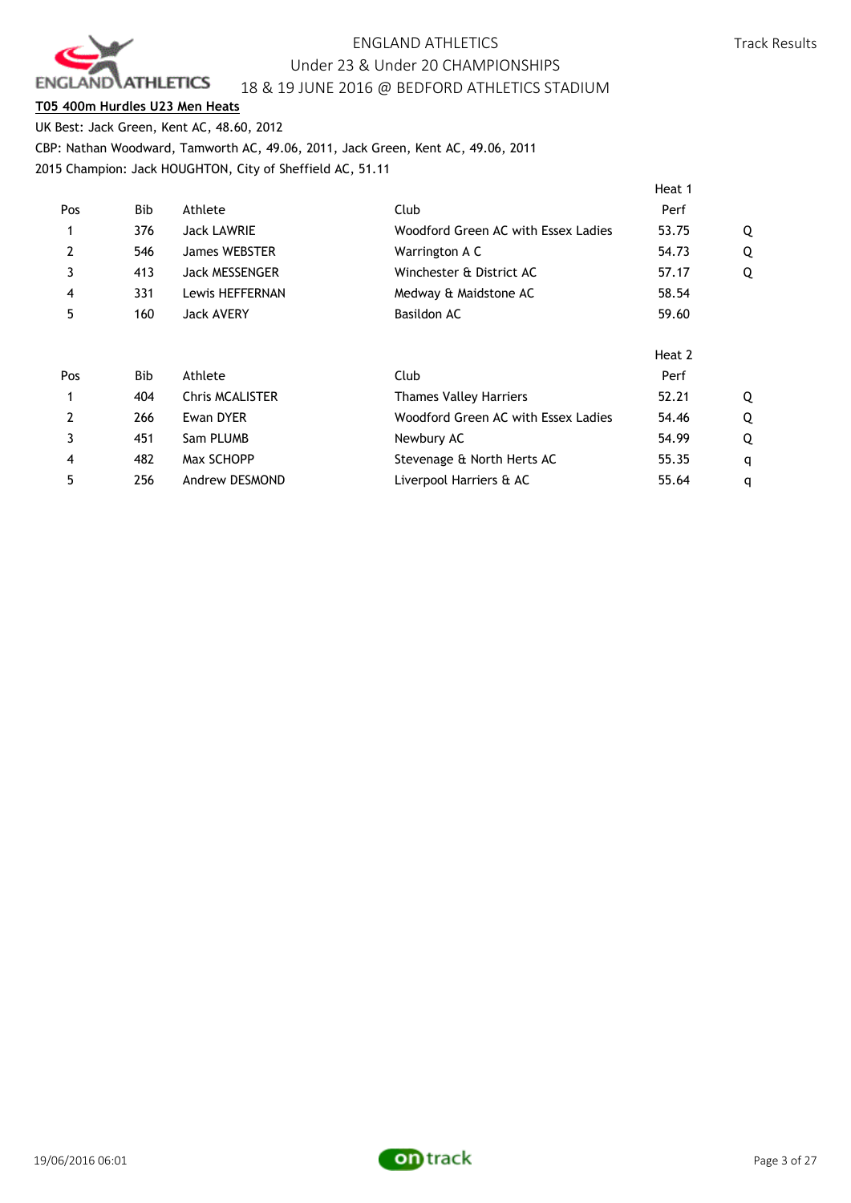ENGLAND ATHLETICS

Under 23 & Under 20 CHAMPIONSHIPS

18 & 19 JUNE 2016 @ BEDFORD ATHLETICS STADIUM

Track Results

**T05 400m Hurdles U23 Men Heats**

UK Best: Jack Green, Kent AC, 48.60, 2012

CBP: Nathan Woodward, Tamworth AC, 49.06, 2011, Jack Green, Kent AC, 49.06, 2011

2015 Champion: Jack HOUGHTON, City of Sheffield AC, 51.11

Heat 1

| Pos | Bib | Athlete | Club | Perf | |
|---|---|---|---|---|---|
| 1 | 376 | Jack LAWRIE | Woodford Green AC with Essex Ladies | 53.75 | Q |
| 2 | 546 | James WEBSTER | Warrington A C | 54.73 | Q |
| 3 | 413 | Jack MESSENGER | Winchester & District AC | 57.17 | Q |
| 4 | 331 | Lewis HEFFERNAN | Medway & Maidstone AC | 58.54 | |
| 5 | 160 | Jack AVERY | Basildon AC | 59.60 | |

Heat 2

| Pos | Bib | Athlete | Club | Perf | |
|---|---|---|---|---|---|
| 1 | 404 | Chris MCALISTER | Thames Valley Harriers | 52.21 | Q |
| 2 | 266 | Ewan DYER | Woodford Green AC with Essex Ladies | 54.46 | Q |
| 3 | 451 | Sam PLUMB | Newbury AC | 54.99 | Q |
| 4 | 482 | Max SCHOPP | Stevenage & North Herts AC | 55.35 | q |
| 5 | 256 | Andrew DESMOND | Liverpool Harriers & AC | 55.64 | q |

19/06/2016 06:01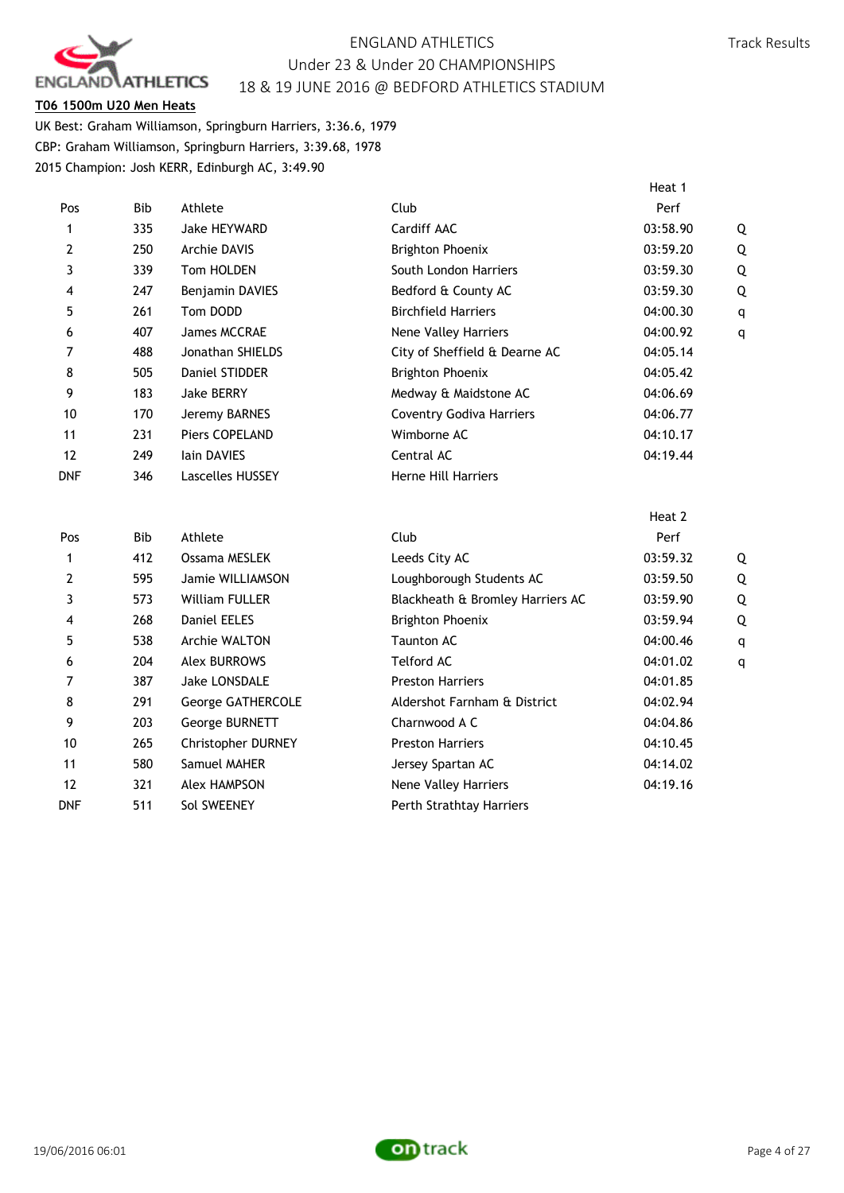ENGLAND ATHLETICS
Under 23 & Under 20 CHAMPIONSHIPS
18 & 19 JUNE 2016 @ BEDFORD ATHLETICS STADIUM

Track Results

**T06 1500m U20 Men Heats**

UK Best: Graham Williamson, Springburn Harriers, 3:36.6, 1979
CBP: Graham Williamson, Springburn Harriers, 3:39.68, 1978
2015 Champion: Josh KERR, Edinburgh AC, 3:49.90

| Pos | Bib | Athlete | Club | Heat 1 Perf | |
|---|---|---|---|---|---|
| 1 | 335 | Jake HEYWARD | Cardiff AAC | 03:58.90 | Q |
| 2 | 250 | Archie DAVIS | Brighton Phoenix | 03:59.20 | Q |
| 3 | 339 | Tom HOLDEN | South London Harriers | 03:59.30 | Q |
| 4 | 247 | Benjamin DAVIES | Bedford & County AC | 03:59.30 | Q |
| 5 | 261 | Tom DODD | Birchfield Harriers | 04:00.30 | q |
| 6 | 407 | James MCCRAE | Nene Valley Harriers | 04:00.92 | q |
| 7 | 488 | Jonathan SHIELDS | City of Sheffield & Dearne AC | 04:05.14 | |
| 8 | 505 | Daniel STIDDER | Brighton Phoenix | 04:05.42 | |
| 9 | 183 | Jake BERRY | Medway & Maidstone AC | 04:06.69 | |
| 10 | 170 | Jeremy BARNES | Coventry Godiva Harriers | 04:06.77 | |
| 11 | 231 | Piers COPELAND | Wimborne AC | 04:10.17 | |
| 12 | 249 | Iain DAVIES | Central AC | 04:19.44 | |
| DNF | 346 | Lascelles HUSSEY | Herne Hill Harriers | | |

| Pos | Bib | Athlete | Club | Heat 2 Perf | |
|---|---|---|---|---|---|
| 1 | 412 | Ossama MESLEK | Leeds City AC | 03:59.32 | Q |
| 2 | 595 | Jamie WILLIAMSON | Loughborough Students AC | 03:59.50 | Q |
| 3 | 573 | William FULLER | Blackheath & Bromley Harriers AC | 03:59.90 | Q |
| 4 | 268 | Daniel EELES | Brighton Phoenix | 03:59.94 | Q |
| 5 | 538 | Archie WALTON | Taunton AC | 04:00.46 | q |
| 6 | 204 | Alex BURROWS | Telford AC | 04:01.02 | q |
| 7 | 387 | Jake LONSDALE | Preston Harriers | 04:01.85 | |
| 8 | 291 | George GATHERCOLE | Aldershot Farnham & District | 04:02.94 | |
| 9 | 203 | George BURNETT | Charnwood A C | 04:04.86 | |
| 10 | 265 | Christopher DURNEY | Preston Harriers | 04:10.45 | |
| 11 | 580 | Samuel MAHER | Jersey Spartan AC | 04:14.02 | |
| 12 | 321 | Alex HAMPSON | Nene Valley Harriers | 04:19.16 | |
| DNF | 511 | Sol SWEENEY | Perth Strathtay Harriers | | |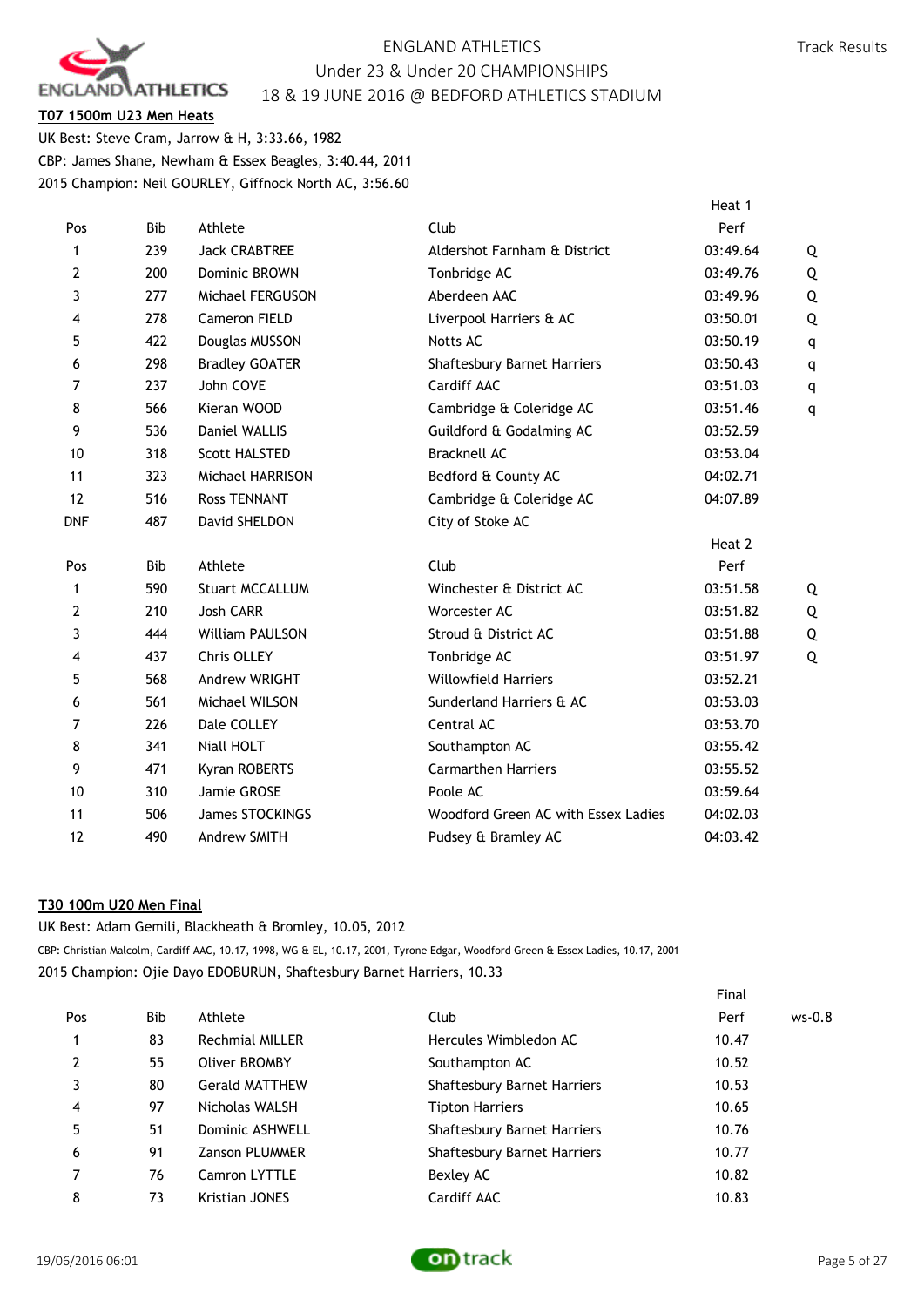## T07 1500m U23 Men Heats

UK Best: Steve Cram, Jarrow & H, 3:33.66, 1982
CBP: James Shane, Newham & Essex Beagles, 3:40.44, 2011
2015 Champion: Neil GOURLEY, Giffnock North AC, 3:56.60

**Heat 1**

| Pos | Bib | Athlete | Club | Perf | |
|---|---|---|---|---|---|
| 1 | 239 | Jack CRABTREE | Aldershot Farnham & District | 03:49.64 | Q |
| 2 | 200 | Dominic BROWN | Tonbridge AC | 03:49.76 | Q |
| 3 | 277 | Michael FERGUSON | Aberdeen AAC | 03:49.96 | Q |
| 4 | 278 | Cameron FIELD | Liverpool Harriers & AC | 03:50.01 | Q |
| 5 | 422 | Douglas MUSSON | Notts AC | 03:50.19 | q |
| 6 | 298 | Bradley GOATER | Shaftesbury Barnet Harriers | 03:50.43 | q |
| 7 | 237 | John COVE | Cardiff AAC | 03:51.03 | q |
| 8 | 566 | Kieran WOOD | Cambridge & Coleridge AC | 03:51.46 | q |
| 9 | 536 | Daniel WALLIS | Guildford & Godalming AC | 03:52.59 | |
| 10 | 318 | Scott HALSTED | Bracknell AC | 03:53.04 | |
| 11 | 323 | Michael HARRISON | Bedford & County AC | 04:02.71 | |
| 12 | 516 | Ross TENNANT | Cambridge & Coleridge AC | 04:07.89 | |
| DNF | 487 | David SHELDON | City of Stoke AC | | |

**Heat 2**

| Pos | Bib | Athlete | Club | Perf | |
|---|---|---|---|---|---|
| 1 | 590 | Stuart MCCALLUM | Winchester & District AC | 03:51.58 | Q |
| 2 | 210 | Josh CARR | Worcester AC | 03:51.82 | Q |
| 3 | 444 | William PAULSON | Stroud & District AC | 03:51.88 | Q |
| 4 | 437 | Chris OLLEY | Tonbridge AC | 03:51.97 | Q |
| 5 | 568 | Andrew WRIGHT | Willowfield Harriers | 03:52.21 | |
| 6 | 561 | Michael WILSON | Sunderland Harriers & AC | 03:53.03 | |
| 7 | 226 | Dale COLLEY | Central AC | 03:53.70 | |
| 8 | 341 | Niall HOLT | Southampton AC | 03:55.42 | |
| 9 | 471 | Kyran ROBERTS | Carmarthen Harriers | 03:55.52 | |
| 10 | 310 | Jamie GROSE | Poole AC | 03:59.64 | |
| 11 | 506 | James STOCKINGS | Woodford Green AC with Essex Ladies | 04:02.03 | |
| 12 | 490 | Andrew SMITH | Pudsey & Bramley AC | 04:03.42 | |

## T30 100m U20 Men Final

UK Best: Adam Gemili, Blackheath & Bromley, 10.05, 2012
CBP: Christian Malcolm, Cardiff AAC, 10.17, 1998, WG & EL, 10.17, 2001, Tyrone Edgar, Woodford Green & Essex Ladies, 10.17, 2001
2015 Champion: Ojie Dayo EDOBURUN, Shaftesbury Barnet Harriers, 10.33

**Final** (ws-0.8)

| Pos | Bib | Athlete | Club | Perf |
|---|---|---|---|---|
| 1 | 83 | Rechmial MILLER | Hercules Wimbledon AC | 10.47 |
| 2 | 55 | Oliver BROMBY | Southampton AC | 10.52 |
| 3 | 80 | Gerald MATTHEW | Shaftesbury Barnet Harriers | 10.53 |
| 4 | 97 | Nicholas WALSH | Tipton Harriers | 10.65 |
| 5 | 51 | Dominic ASHWELL | Shaftesbury Barnet Harriers | 10.76 |
| 6 | 91 | Zanson PLUMMER | Shaftesbury Barnet Harriers | 10.77 |
| 7 | 76 | Camron LYTTLE | Bexley AC | 10.82 |
| 8 | 73 | Kristian JONES | Cardiff AAC | 10.83 |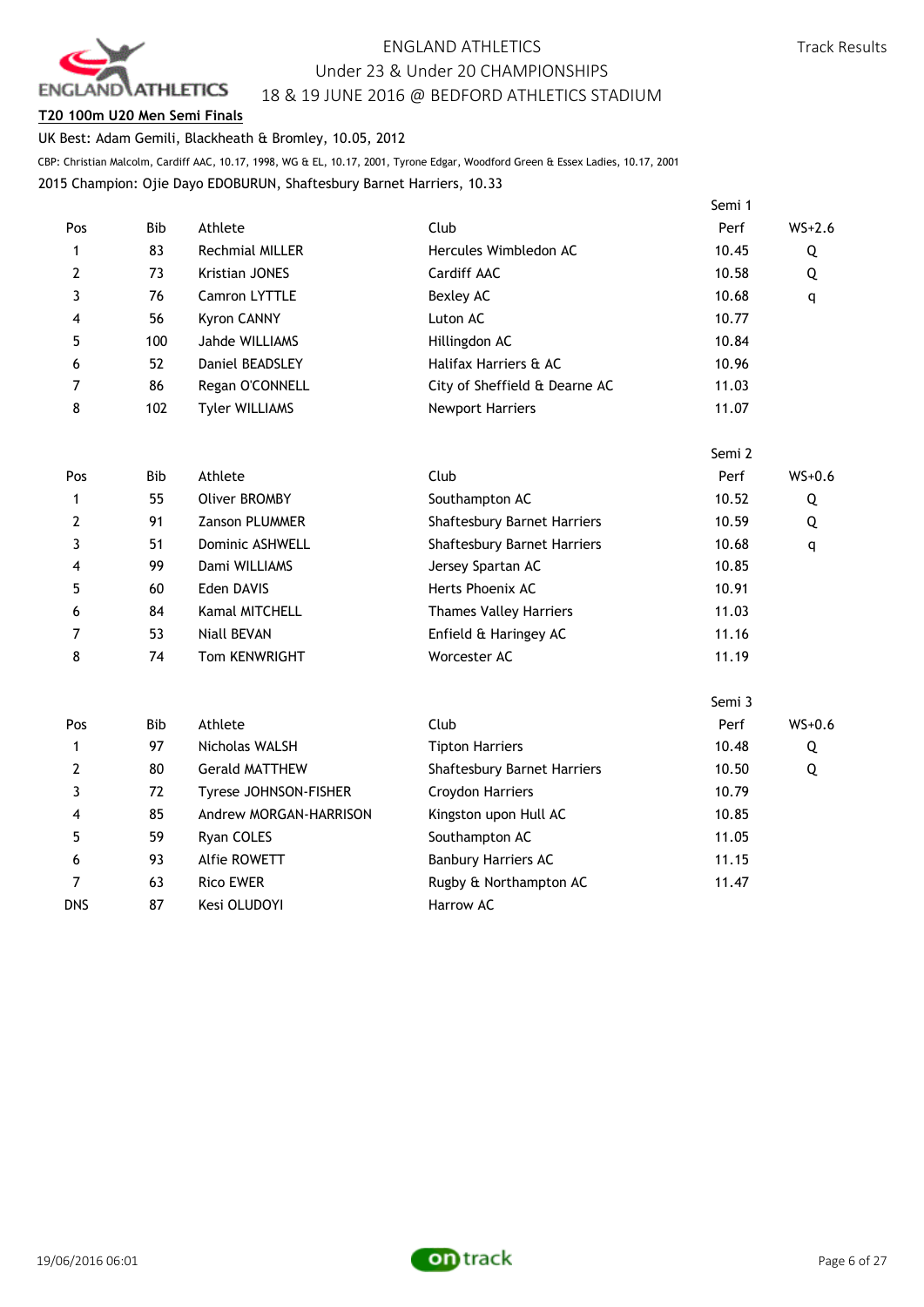ENGLAND ATHLETICS
Under 23 & Under 20 CHAMPIONSHIPS
18 & 19 JUNE 2016 @ BEDFORD ATHLETICS STADIUM

Track Results

**T20 100m U20 Men Semi Finals**

UK Best: Adam Gemili, Blackheath & Bromley, 10.05, 2012

CBP: Christian Malcolm, Cardiff AAC, 10.17, 1998, WG & EL, 10.17, 2001, Tyrone Edgar, Woodford Green & Essex Ladies, 10.17, 2001

2015 Champion: Ojie Dayo EDOBURUN, Shaftesbury Barnet Harriers, 10.33

Semi 1

| Pos | Bib | Athlete | Club | Perf | WS+2.6 |
|---|---|---|---|---|---|
| 1 | 83 | Rechmial MILLER | Hercules Wimbledon AC | 10.45 | Q |
| 2 | 73 | Kristian JONES | Cardiff AAC | 10.58 | Q |
| 3 | 76 | Camron LYTTLE | Bexley AC | 10.68 | q |
| 4 | 56 | Kyron CANNY | Luton AC | 10.77 | |
| 5 | 100 | Jahde WILLIAMS | Hillingdon AC | 10.84 | |
| 6 | 52 | Daniel BEADSLEY | Halifax Harriers & AC | 10.96 | |
| 7 | 86 | Regan O'CONNELL | City of Sheffield & Dearne AC | 11.03 | |
| 8 | 102 | Tyler WILLIAMS | Newport Harriers | 11.07 | |

Semi 2

| Pos | Bib | Athlete | Club | Perf | WS+0.6 |
|---|---|---|---|---|---|
| 1 | 55 | Oliver BROMBY | Southampton AC | 10.52 | Q |
| 2 | 91 | Zanson PLUMMER | Shaftesbury Barnet Harriers | 10.59 | Q |
| 3 | 51 | Dominic ASHWELL | Shaftesbury Barnet Harriers | 10.68 | q |
| 4 | 99 | Dami WILLIAMS | Jersey Spartan AC | 10.85 | |
| 5 | 60 | Eden DAVIS | Herts Phoenix AC | 10.91 | |
| 6 | 84 | Kamal MITCHELL | Thames Valley Harriers | 11.03 | |
| 7 | 53 | Niall BEVAN | Enfield & Haringey AC | 11.16 | |
| 8 | 74 | Tom KENWRIGHT | Worcester AC | 11.19 | |

Semi 3

| Pos | Bib | Athlete | Club | Perf | WS+0.6 |
|---|---|---|---|---|---|
| 1 | 97 | Nicholas WALSH | Tipton Harriers | 10.48 | Q |
| 2 | 80 | Gerald MATTHEW | Shaftesbury Barnet Harriers | 10.50 | Q |
| 3 | 72 | Tyrese JOHNSON-FISHER | Croydon Harriers | 10.79 | |
| 4 | 85 | Andrew MORGAN-HARRISON | Kingston upon Hull AC | 10.85 | |
| 5 | 59 | Ryan COLES | Southampton AC | 11.05 | |
| 6 | 93 | Alfie ROWETT | Banbury Harriers AC | 11.15 | |
| 7 | 63 | Rico EWER | Rugby & Northampton AC | 11.47 | |
| DNS | 87 | Kesi OLUDOYI | Harrow AC | | |

19/06/2016 06:01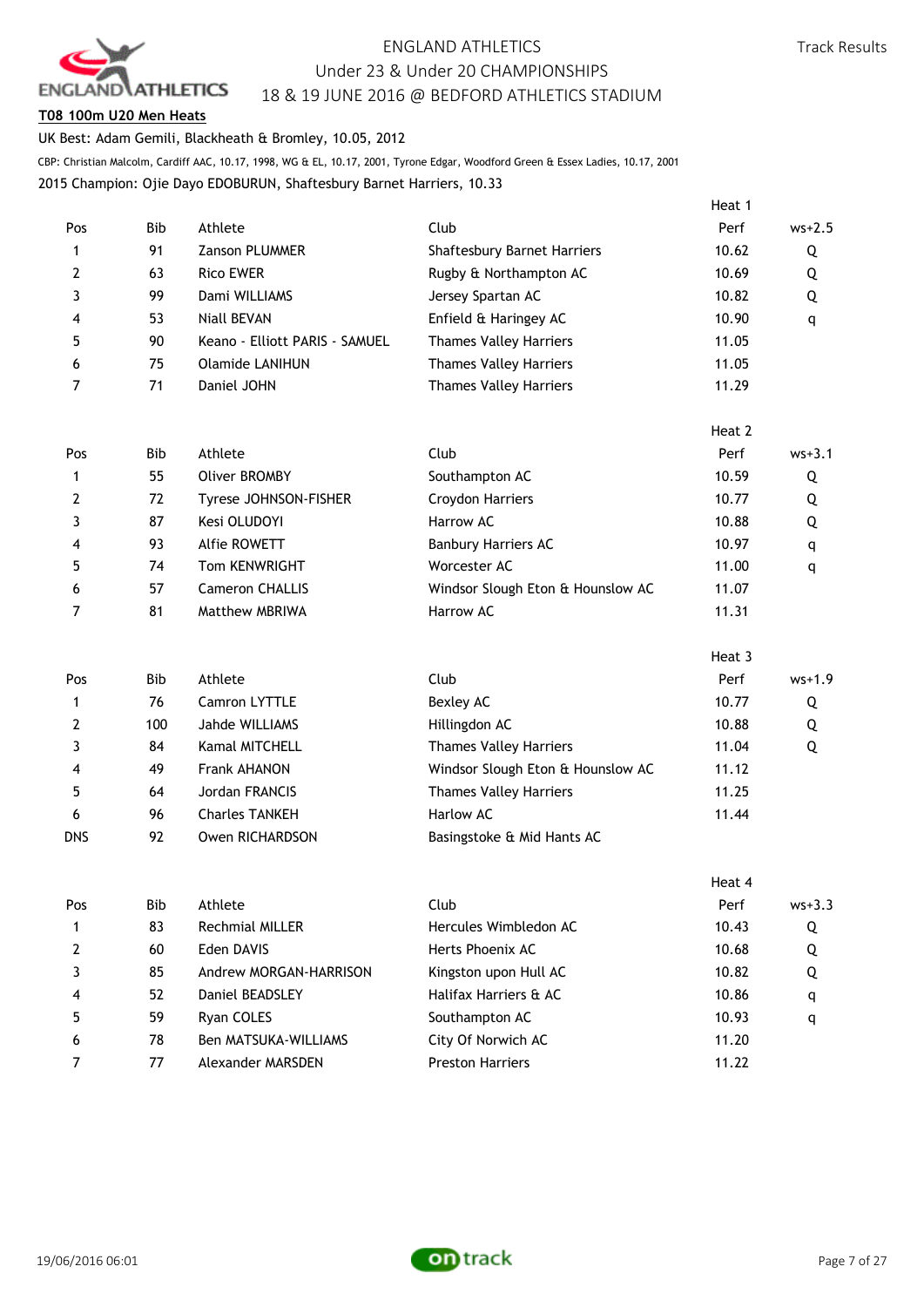ENGLAND ATHLETICS
Under 23 & Under 20 CHAMPIONSHIPS
18 & 19 JUNE 2016 @ BEDFORD ATHLETICS STADIUM

Track Results

**T08 100m U20 Men Heats**

UK Best: Adam Gemili, Blackheath & Bromley, 10.05, 2012

CBP: Christian Malcolm, Cardiff AAC, 10.17, 1998, WG & EL, 10.17, 2001, Tyrone Edgar, Woodford Green & Essex Ladies, 10.17, 2001

2015 Champion: Ojie Dayo EDOBURUN, Shaftesbury Barnet Harriers, 10.33

Heat 1

| Pos | Bib | Athlete | Club | Perf | ws+2.5 |
|---|---|---|---|---|---|
| 1 | 91 | Zanson PLUMMER | Shaftesbury Barnet Harriers | 10.62 | Q |
| 2 | 63 | Rico EWER | Rugby & Northampton AC | 10.69 | Q |
| 3 | 99 | Dami WILLIAMS | Jersey Spartan AC | 10.82 | Q |
| 4 | 53 | Niall BEVAN | Enfield & Haringey AC | 10.90 | q |
| 5 | 90 | Keano - Elliott PARIS - SAMUEL | Thames Valley Harriers | 11.05 | |
| 6 | 75 | Olamide LANIHUN | Thames Valley Harriers | 11.05 | |
| 7 | 71 | Daniel JOHN | Thames Valley Harriers | 11.29 | |

Heat 2

| Pos | Bib | Athlete | Club | Perf | ws+3.1 |
|---|---|---|---|---|---|
| 1 | 55 | Oliver BROMBY | Southampton AC | 10.59 | Q |
| 2 | 72 | Tyrese JOHNSON-FISHER | Croydon Harriers | 10.77 | Q |
| 3 | 87 | Kesi OLUDOYI | Harrow AC | 10.88 | Q |
| 4 | 93 | Alfie ROWETT | Banbury Harriers AC | 10.97 | q |
| 5 | 74 | Tom KENWRIGHT | Worcester AC | 11.00 | q |
| 6 | 57 | Cameron CHALLIS | Windsor Slough Eton & Hounslow AC | 11.07 | |
| 7 | 81 | Matthew MBRIWA | Harrow AC | 11.31 | |

Heat 3

| Pos | Bib | Athlete | Club | Perf | ws+1.9 |
|---|---|---|---|---|---|
| 1 | 76 | Camron LYTTLE | Bexley AC | 10.77 | Q |
| 2 | 100 | Jahde WILLIAMS | Hillingdon AC | 10.88 | Q |
| 3 | 84 | Kamal MITCHELL | Thames Valley Harriers | 11.04 | Q |
| 4 | 49 | Frank AHANON | Windsor Slough Eton & Hounslow AC | 11.12 | |
| 5 | 64 | Jordan FRANCIS | Thames Valley Harriers | 11.25 | |
| 6 | 96 | Charles TANKEH | Harlow AC | 11.44 | |
| DNS | 92 | Owen RICHARDSON | Basingstoke & Mid Hants AC | | |

Heat 4

| Pos | Bib | Athlete | Club | Perf | ws+3.3 |
|---|---|---|---|---|---|
| 1 | 83 | Rechmial MILLER | Hercules Wimbledon AC | 10.43 | Q |
| 2 | 60 | Eden DAVIS | Herts Phoenix AC | 10.68 | Q |
| 3 | 85 | Andrew MORGAN-HARRISON | Kingston upon Hull AC | 10.82 | Q |
| 4 | 52 | Daniel BEADSLEY | Halifax Harriers & AC | 10.86 | q |
| 5 | 59 | Ryan COLES | Southampton AC | 10.93 | q |
| 6 | 78 | Ben MATSUKA-WILLIAMS | City Of Norwich AC | 11.20 | |
| 7 | 77 | Alexander MARSDEN | Preston Harriers | 11.22 | |

19/06/2016 06:01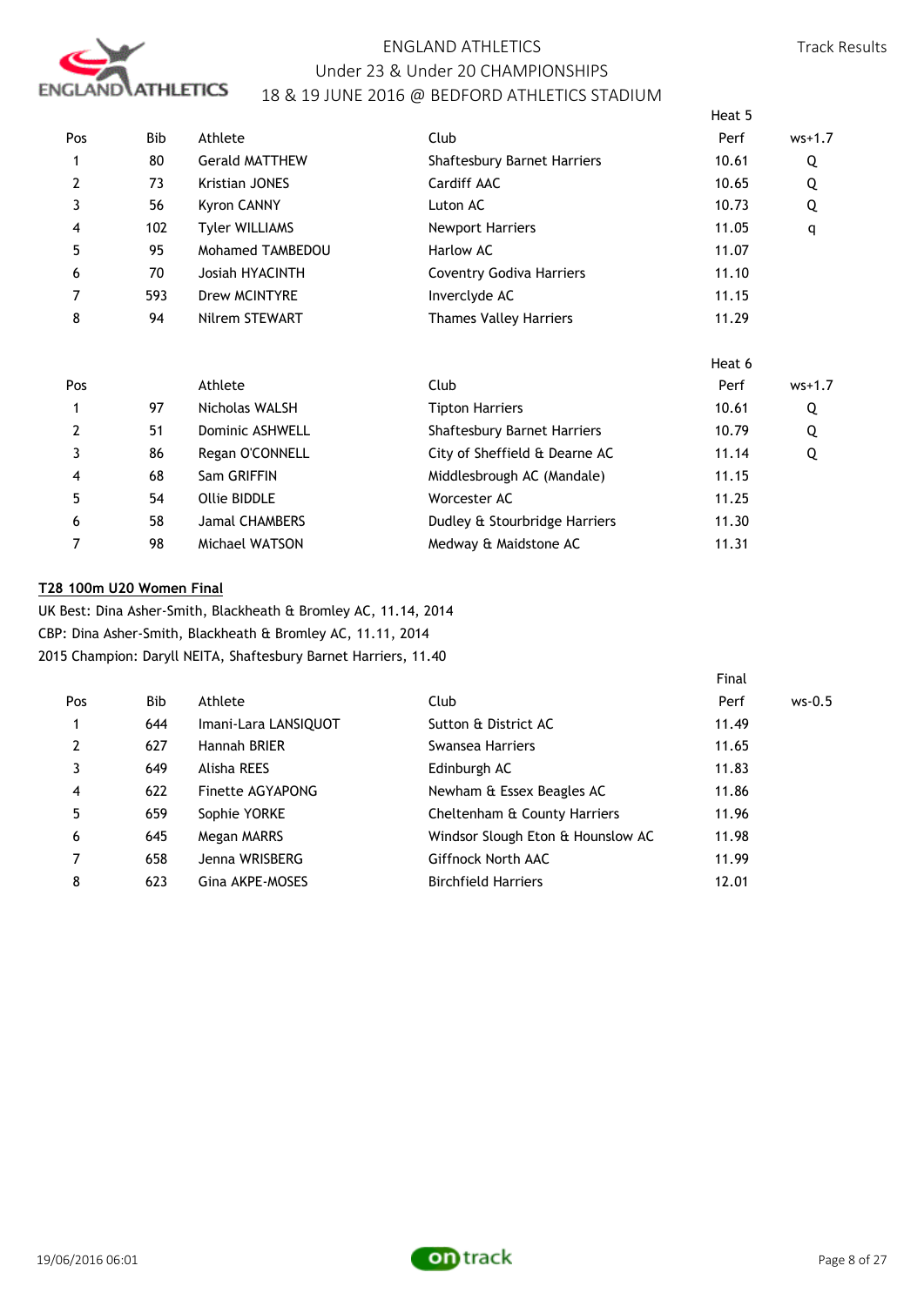Heat 5

| Pos | Bib | Athlete | Club | Perf | ws+1.7 |
|---|---|---|---|---|---|
| 1 | 80 | Gerald MATTHEW | Shaftesbury Barnet Harriers | 10.61 | Q |
| 2 | 73 | Kristian JONES | Cardiff AAC | 10.65 | Q |
| 3 | 56 | Kyron CANNY | Luton AC | 10.73 | Q |
| 4 | 102 | Tyler WILLIAMS | Newport Harriers | 11.05 | q |
| 5 | 95 | Mohamed TAMBEDOU | Harlow AC | 11.07 | |
| 6 | 70 | Josiah HYACINTH | Coventry Godiva Harriers | 11.10 | |
| 7 | 593 | Drew MCINTYRE | Inverclyde AC | 11.15 | |
| 8 | 94 | Nilrem STEWART | Thames Valley Harriers | 11.29 | |

Heat 6

| Pos | | Athlete | Club | Perf | ws+1.7 |
|---|---|---|---|---|---|
| 1 | 97 | Nicholas WALSH | Tipton Harriers | 10.61 | Q |
| 2 | 51 | Dominic ASHWELL | Shaftesbury Barnet Harriers | 10.79 | Q |
| 3 | 86 | Regan O'CONNELL | City of Sheffield & Dearne AC | 11.14 | Q |
| 4 | 68 | Sam GRIFFIN | Middlesbrough AC (Mandale) | 11.15 | |
| 5 | 54 | Ollie BIDDLE | Worcester AC | 11.25 | |
| 6 | 58 | Jamal CHAMBERS | Dudley & Stourbridge Harriers | 11.30 | |
| 7 | 98 | Michael WATSON | Medway & Maidstone AC | 11.31 | |

**T28 100m U20 Women Final**

UK Best: Dina Asher-Smith, Blackheath & Bromley AC, 11.14, 2014
CBP: Dina Asher-Smith, Blackheath & Bromley AC, 11.11, 2014
2015 Champion: Daryll NEITA, Shaftesbury Barnet Harriers, 11.40

Final

| Pos | Bib | Athlete | Club | Perf | ws-0.5 |
|---|---|---|---|---|---|
| 1 | 644 | Imani-Lara LANSIQUOT | Sutton & District AC | 11.49 | |
| 2 | 627 | Hannah BRIER | Swansea Harriers | 11.65 | |
| 3 | 649 | Alisha REES | Edinburgh AC | 11.83 | |
| 4 | 622 | Finette AGYAPONG | Newham & Essex Beagles AC | 11.86 | |
| 5 | 659 | Sophie YORKE | Cheltenham & County Harriers | 11.96 | |
| 6 | 645 | Megan MARRS | Windsor Slough Eton & Hounslow AC | 11.98 | |
| 7 | 658 | Jenna WRISBERG | Giffnock North AAC | 11.99 | |
| 8 | 623 | Gina AKPE-MOSES | Birchfield Harriers | 12.01 | |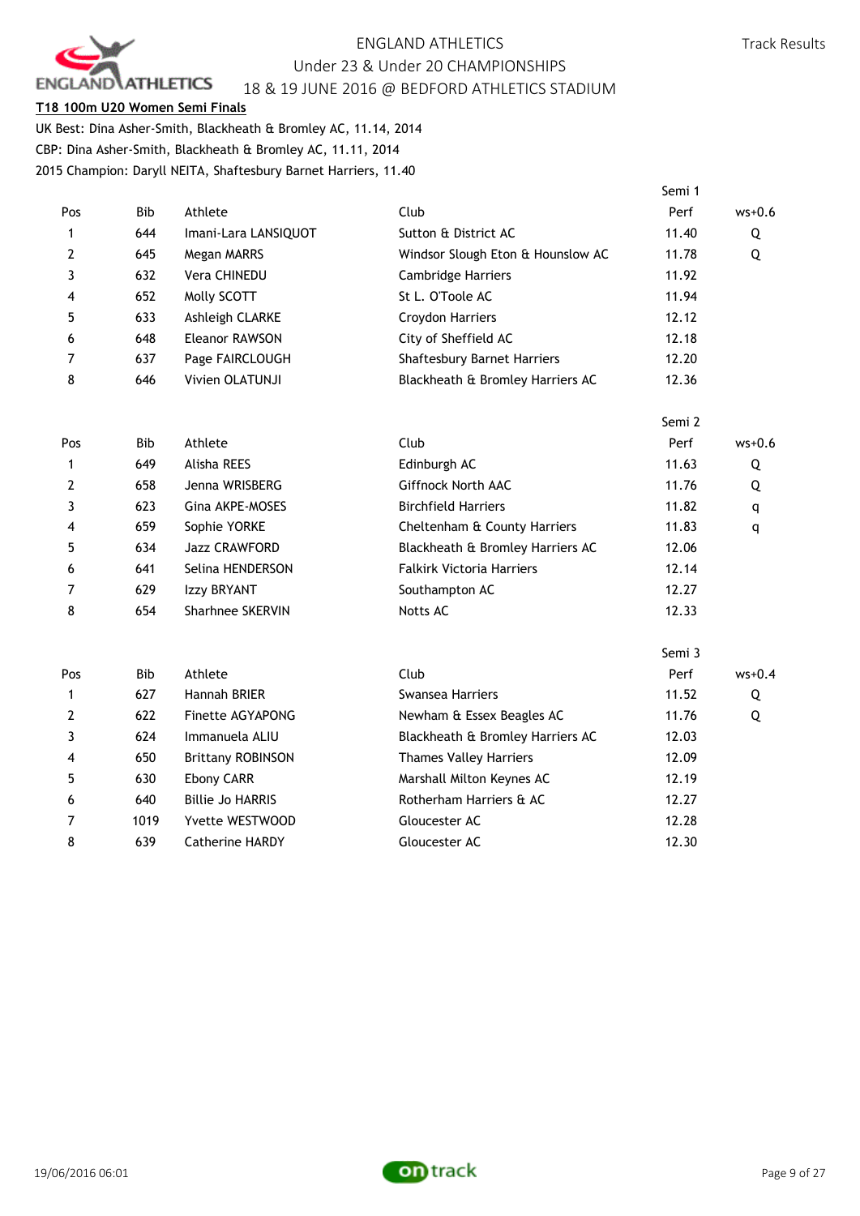ENGLAND ATHLETICS
Under 23 & Under 20 CHAMPIONSHIPS
18 & 19 JUNE 2016 @ BEDFORD ATHLETICS STADIUM

Track Results

**T18 100m U20 Women Semi Finals**

UK Best: Dina Asher-Smith, Blackheath & Bromley AC, 11.14, 2014
CBP: Dina Asher-Smith, Blackheath & Bromley AC, 11.11, 2014
2015 Champion: Daryll NEITA, Shaftesbury Barnet Harriers, 11.40

Semi 1

| Pos | Bib | Athlete | Club | Perf | ws+0.6 |
|---|---|---|---|---|---|
| 1 | 644 | Imani-Lara LANSIQUOT | Sutton & District AC | 11.40 | Q |
| 2 | 645 | Megan MARRS | Windsor Slough Eton & Hounslow AC | 11.78 | Q |
| 3 | 632 | Vera CHINEDU | Cambridge Harriers | 11.92 | |
| 4 | 652 | Molly SCOTT | St L. O'Toole AC | 11.94 | |
| 5 | 633 | Ashleigh CLARKE | Croydon Harriers | 12.12 | |
| 6 | 648 | Eleanor RAWSON | City of Sheffield AC | 12.18 | |
| 7 | 637 | Page FAIRCLOUGH | Shaftesbury Barnet Harriers | 12.20 | |
| 8 | 646 | Vivien OLATUNJI | Blackheath & Bromley Harriers AC | 12.36 | |

Semi 2

| Pos | Bib | Athlete | Club | Perf | ws+0.6 |
|---|---|---|---|---|---|
| 1 | 649 | Alisha REES | Edinburgh AC | 11.63 | Q |
| 2 | 658 | Jenna WRISBERG | Giffnock North AAC | 11.76 | Q |
| 3 | 623 | Gina AKPE-MOSES | Birchfield Harriers | 11.82 | q |
| 4 | 659 | Sophie YORKE | Cheltenham & County Harriers | 11.83 | q |
| 5 | 634 | Jazz CRAWFORD | Blackheath & Bromley Harriers AC | 12.06 | |
| 6 | 641 | Selina HENDERSON | Falkirk Victoria Harriers | 12.14 | |
| 7 | 629 | Izzy BRYANT | Southampton AC | 12.27 | |
| 8 | 654 | Sharhnee SKERVIN | Notts AC | 12.33 | |

Semi 3

| Pos | Bib | Athlete | Club | Perf | ws+0.4 |
|---|---|---|---|---|---|
| 1 | 627 | Hannah BRIER | Swansea Harriers | 11.52 | Q |
| 2 | 622 | Finette AGYAPONG | Newham & Essex Beagles AC | 11.76 | Q |
| 3 | 624 | Immanuela ALIU | Blackheath & Bromley Harriers AC | 12.03 | |
| 4 | 650 | Brittany ROBINSON | Thames Valley Harriers | 12.09 | |
| 5 | 630 | Ebony CARR | Marshall Milton Keynes AC | 12.19 | |
| 6 | 640 | Billie Jo HARRIS | Rotherham Harriers & AC | 12.27 | |
| 7 | 1019 | Yvette WESTWOOD | Gloucester AC | 12.28 | |
| 8 | 639 | Catherine HARDY | Gloucester AC | 12.30 | |

19/06/2016 06:01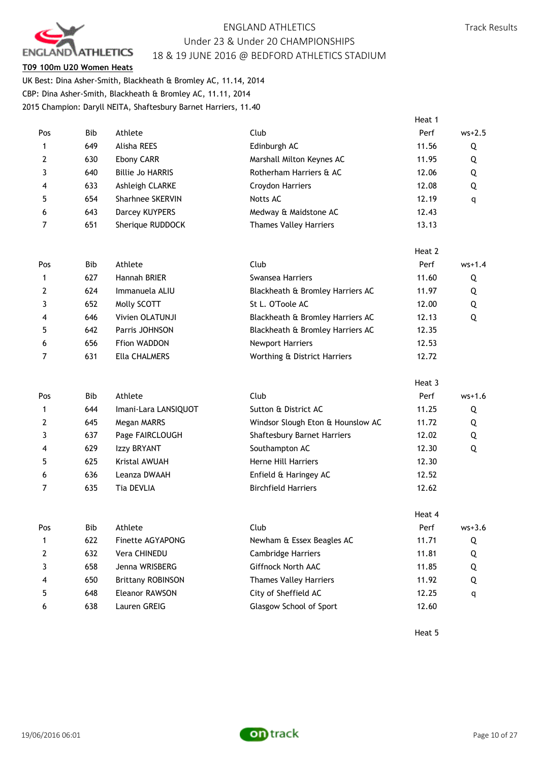ENGLAND ATHLETICS
Under 23 & Under 20 CHAMPIONSHIPS
18 & 19 JUNE 2016 @ BEDFORD ATHLETICS STADIUM

Track Results

**T09 100m U20 Women Heats**

UK Best: Dina Asher-Smith, Blackheath & Bromley AC, 11.14, 2014
CBP: Dina Asher-Smith, Blackheath & Bromley AC, 11.11, 2014
2015 Champion: Daryll NEITA, Shaftesbury Barnet Harriers, 11.40

Heat 1

| Pos | Bib | Athlete | Club | Perf | ws+2.5 |
|---|---|---|---|---|---|
| 1 | 649 | Alisha REES | Edinburgh AC | 11.56 | Q |
| 2 | 630 | Ebony CARR | Marshall Milton Keynes AC | 11.95 | Q |
| 3 | 640 | Billie Jo HARRIS | Rotherham Harriers & AC | 12.06 | Q |
| 4 | 633 | Ashleigh CLARKE | Croydon Harriers | 12.08 | Q |
| 5 | 654 | Sharhnee SKERVIN | Notts AC | 12.19 | q |
| 6 | 643 | Darcey KUYPERS | Medway & Maidstone AC | 12.43 | |
| 7 | 651 | Sherique RUDDOCK | Thames Valley Harriers | 13.13 | |

Heat 2

| Pos | Bib | Athlete | Club | Perf | ws+1.4 |
|---|---|---|---|---|---|
| 1 | 627 | Hannah BRIER | Swansea Harriers | 11.60 | Q |
| 2 | 624 | Immanuela ALIU | Blackheath & Bromley Harriers AC | 11.97 | Q |
| 3 | 652 | Molly SCOTT | St L. O'Toole AC | 12.00 | Q |
| 4 | 646 | Vivien OLATUNJI | Blackheath & Bromley Harriers AC | 12.13 | Q |
| 5 | 642 | Parris JOHNSON | Blackheath & Bromley Harriers AC | 12.35 | |
| 6 | 656 | Ffion WADDON | Newport Harriers | 12.53 | |
| 7 | 631 | Ella CHALMERS | Worthing & District Harriers | 12.72 | |

Heat 3

| Pos | Bib | Athlete | Club | Perf | ws+1.6 |
|---|---|---|---|---|---|
| 1 | 644 | Imani-Lara LANSIQUOT | Sutton & District AC | 11.25 | Q |
| 2 | 645 | Megan MARRS | Windsor Slough Eton & Hounslow AC | 11.72 | Q |
| 3 | 637 | Page FAIRCLOUGH | Shaftesbury Barnet Harriers | 12.02 | Q |
| 4 | 629 | Izzy BRYANT | Southampton AC | 12.30 | Q |
| 5 | 625 | Kristal AWUAH | Herne Hill Harriers | 12.30 | |
| 6 | 636 | Leanza DWAAH | Enfield & Haringey AC | 12.52 | |
| 7 | 635 | Tia DEVLIA | Birchfield Harriers | 12.62 | |

Heat 4

| Pos | Bib | Athlete | Club | Perf | ws+3.6 |
|---|---|---|---|---|---|
| 1 | 622 | Finette AGYAPONG | Newham & Essex Beagles AC | 11.71 | Q |
| 2 | 632 | Vera CHINEDU | Cambridge Harriers | 11.81 | Q |
| 3 | 658 | Jenna WRISBERG | Giffnock North AAC | 11.85 | Q |
| 4 | 650 | Brittany ROBINSON | Thames Valley Harriers | 11.92 | Q |
| 5 | 648 | Eleanor RAWSON | City of Sheffield AC | 12.25 | q |
| 6 | 638 | Lauren GREIG | Glasgow School of Sport | 12.60 | |

Heat 5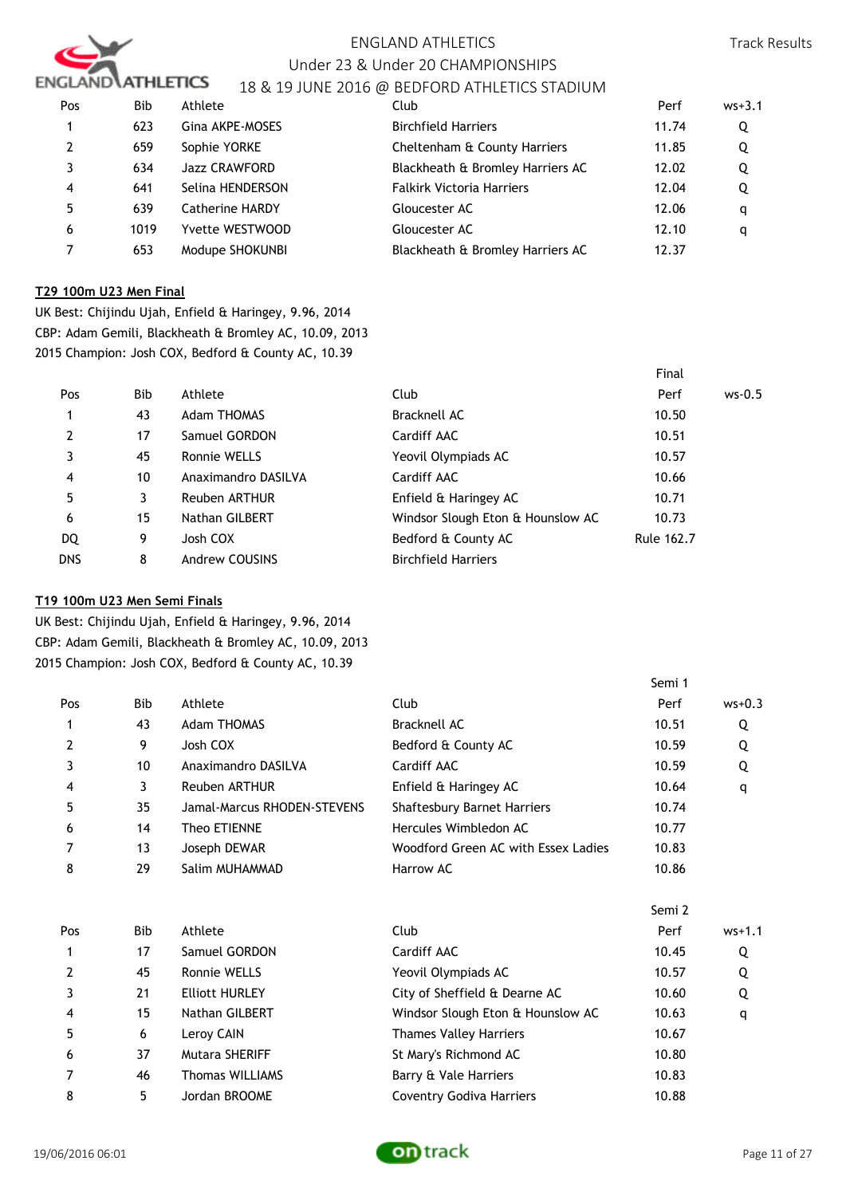| Pos | Bib | Athlete | Club | Perf | ws+3.1 |
|---|---|---|---|---|---|
| 1 | 623 | Gina AKPE-MOSES | Birchfield Harriers | 11.74 | Q |
| 2 | 659 | Sophie YORKE | Cheltenham & County Harriers | 11.85 | Q |
| 3 | 634 | Jazz CRAWFORD | Blackheath & Bromley Harriers AC | 12.02 | Q |
| 4 | 641 | Selina HENDERSON | Falkirk Victoria Harriers | 12.04 | Q |
| 5 | 639 | Catherine HARDY | Gloucester AC | 12.06 | q |
| 6 | 1019 | Yvette WESTWOOD | Gloucester AC | 12.10 | q |
| 7 | 653 | Modupe SHOKUNBI | Blackheath & Bromley Harriers AC | 12.37 | |

**T29 100m U23 Men Final**

UK Best: Chijindu Ujah, Enfield & Haringey, 9.96, 2014
CBP: Adam Gemili, Blackheath & Bromley AC, 10.09, 2013
2015 Champion: Josh COX, Bedford & County AC, 10.39

| | | | | Final | |
|---|---|---|---|---|---|
| Pos | Bib | Athlete | Club | Perf | ws-0.5 |
| 1 | 43 | Adam THOMAS | Bracknell AC | 10.50 | |
| 2 | 17 | Samuel GORDON | Cardiff AAC | 10.51 | |
| 3 | 45 | Ronnie WELLS | Yeovil Olympiads AC | 10.57 | |
| 4 | 10 | Anaximandro DASILVA | Cardiff AAC | 10.66 | |
| 5 | 3 | Reuben ARTHUR | Enfield & Haringey AC | 10.71 | |
| 6 | 15 | Nathan GILBERT | Windsor Slough Eton & Hounslow AC | 10.73 | |
| DQ | 9 | Josh COX | Bedford & County AC | Rule 162.7 | |
| DNS | 8 | Andrew COUSINS | Birchfield Harriers | | |

**T19 100m U23 Men Semi Finals**

UK Best: Chijindu Ujah, Enfield & Haringey, 9.96, 2014
CBP: Adam Gemili, Blackheath & Bromley AC, 10.09, 2013
2015 Champion: Josh COX, Bedford & County AC, 10.39

| | | | | Semi 1 | |
|---|---|---|---|---|---|
| Pos | Bib | Athlete | Club | Perf | ws+0.3 |
| 1 | 43 | Adam THOMAS | Bracknell AC | 10.51 | Q |
| 2 | 9 | Josh COX | Bedford & County AC | 10.59 | Q |
| 3 | 10 | Anaximandro DASILVA | Cardiff AAC | 10.59 | Q |
| 4 | 3 | Reuben ARTHUR | Enfield & Haringey AC | 10.64 | q |
| 5 | 35 | Jamal-Marcus RHODEN-STEVENS | Shaftesbury Barnet Harriers | 10.74 | |
| 6 | 14 | Theo ETIENNE | Hercules Wimbledon AC | 10.77 | |
| 7 | 13 | Joseph DEWAR | Woodford Green AC with Essex Ladies | 10.83 | |
| 8 | 29 | Salim MUHAMMAD | Harrow AC | 10.86 | |

| | | | | Semi 2 | |
|---|---|---|---|---|---|
| Pos | Bib | Athlete | Club | Perf | ws+1.1 |
| 1 | 17 | Samuel GORDON | Cardiff AAC | 10.45 | Q |
| 2 | 45 | Ronnie WELLS | Yeovil Olympiads AC | 10.57 | Q |
| 3 | 21 | Elliott HURLEY | City of Sheffield & Dearne AC | 10.60 | Q |
| 4 | 15 | Nathan GILBERT | Windsor Slough Eton & Hounslow AC | 10.63 | q |
| 5 | 6 | Leroy CAIN | Thames Valley Harriers | 10.67 | |
| 6 | 37 | Mutara SHERIFF | St Mary's Richmond AC | 10.80 | |
| 7 | 46 | Thomas WILLIAMS | Barry & Vale Harriers | 10.83 | |
| 8 | 5 | Jordan BROOME | Coventry Godiva Harriers | 10.88 | |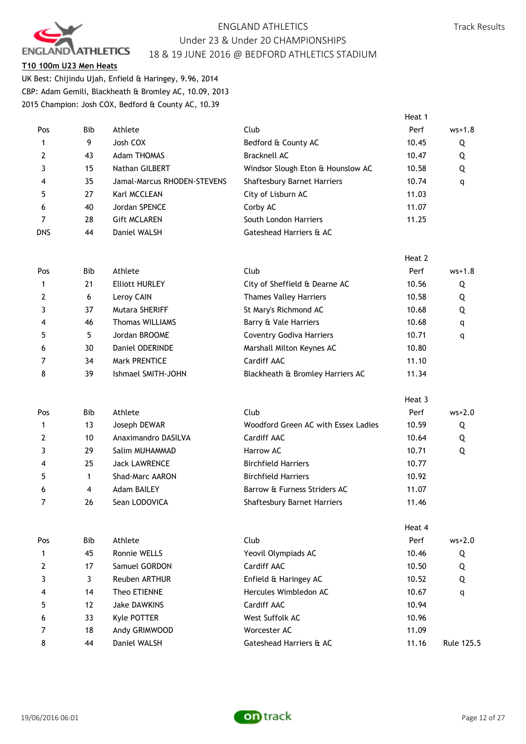ENGLAND ATHLETICS

Under 23 & Under 20 CHAMPIONSHIPS

18 & 19 JUNE 2016 @ BEDFORD ATHLETICS STADIUM

Track Results

**T10 100m U23 Men Heats**

UK Best: Chijindu Ujah, Enfield & Haringey, 9.96, 2014

CBP: Adam Gemili, Blackheath & Bromley AC, 10.09, 2013

2015 Champion: Josh COX, Bedford & County AC, 10.39

**Heat 1**

| Pos | Bib | Athlete | Club | Perf | ws+1.8 |
|---|---|---|---|---|---|
| 1 | 9 | Josh COX | Bedford & County AC | 10.45 | Q |
| 2 | 43 | Adam THOMAS | Bracknell AC | 10.47 | Q |
| 3 | 15 | Nathan GILBERT | Windsor Slough Eton & Hounslow AC | 10.58 | Q |
| 4 | 35 | Jamal-Marcus RHODEN-STEVENS | Shaftesbury Barnet Harriers | 10.74 | q |
| 5 | 27 | Karl MCCLEAN | City of Lisburn AC | 11.03 | |
| 6 | 40 | Jordan SPENCE | Corby AC | 11.07 | |
| 7 | 28 | Gift MCLAREN | South London Harriers | 11.25 | |
| DNS | 44 | Daniel WALSH | Gateshead Harriers & AC | | |

**Heat 2**

| Pos | Bib | Athlete | Club | Perf | ws+1.8 |
|---|---|---|---|---|---|
| 1 | 21 | Elliott HURLEY | City of Sheffield & Dearne AC | 10.56 | Q |
| 2 | 6 | Leroy CAIN | Thames Valley Harriers | 10.58 | Q |
| 3 | 37 | Mutara SHERIFF | St Mary's Richmond AC | 10.68 | Q |
| 4 | 46 | Thomas WILLIAMS | Barry & Vale Harriers | 10.68 | q |
| 5 | 5 | Jordan BROOME | Coventry Godiva Harriers | 10.71 | q |
| 6 | 30 | Daniel ODERINDE | Marshall Milton Keynes AC | 10.80 | |
| 7 | 34 | Mark PRENTICE | Cardiff AAC | 11.10 | |
| 8 | 39 | Ishmael SMITH-JOHN | Blackheath & Bromley Harriers AC | 11.34 | |

**Heat 3**

| Pos | Bib | Athlete | Club | Perf | ws+2.0 |
|---|---|---|---|---|---|
| 1 | 13 | Joseph DEWAR | Woodford Green AC with Essex Ladies | 10.59 | Q |
| 2 | 10 | Anaximandro DASILVA | Cardiff AAC | 10.64 | Q |
| 3 | 29 | Salim MUHAMMAD | Harrow AC | 10.71 | Q |
| 4 | 25 | Jack LAWRENCE | Birchfield Harriers | 10.77 | |
| 5 | 1 | Shad-Marc AARON | Birchfield Harriers | 10.92 | |
| 6 | 4 | Adam BAILEY | Barrow & Furness Striders AC | 11.07 | |
| 7 | 26 | Sean LODOVICA | Shaftesbury Barnet Harriers | 11.46 | |

**Heat 4**

| Pos | Bib | Athlete | Club | Perf | ws+2.0 |
|---|---|---|---|---|---|
| 1 | 45 | Ronnie WELLS | Yeovil Olympiads AC | 10.46 | Q |
| 2 | 17 | Samuel GORDON | Cardiff AAC | 10.50 | Q |
| 3 | 3 | Reuben ARTHUR | Enfield & Haringey AC | 10.52 | Q |
| 4 | 14 | Theo ETIENNE | Hercules Wimbledon AC | 10.67 | q |
| 5 | 12 | Jake DAWKINS | Cardiff AAC | 10.94 | |
| 6 | 33 | Kyle POTTER | West Suffolk AC | 10.96 | |
| 7 | 18 | Andy GRIMWOOD | Worcester AC | 11.09 | |
| 8 | 44 | Daniel WALSH | Gateshead Harriers & AC | 11.16 | Rule 125.5 |

19/06/2016 06:01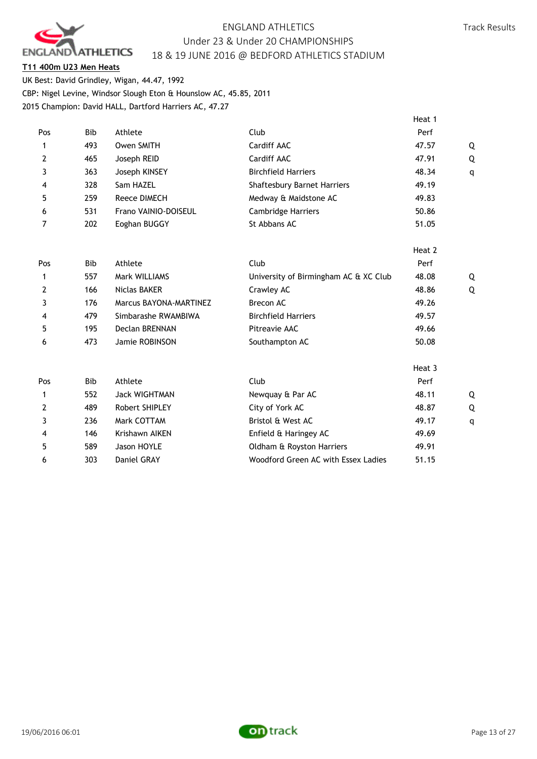ENGLAND ATHLETICS
Under 23 & Under 20 CHAMPIONSHIPS
18 & 19 JUNE 2016 @ BEDFORD ATHLETICS STADIUM

Track Results

**T11 400m U23 Men Heats**

UK Best: David Grindley, Wigan, 44.47, 1992
CBP: Nigel Levine, Windsor Slough Eton & Hounslow AC, 45.85, 2011
2015 Champion: David HALL, Dartford Harriers AC, 47.27

Heat 1

| Pos | Bib | Athlete | Club | Perf | |
|---|---|---|---|---|---|
| 1 | 493 | Owen SMITH | Cardiff AAC | 47.57 | Q |
| 2 | 465 | Joseph REID | Cardiff AAC | 47.91 | Q |
| 3 | 363 | Joseph KINSEY | Birchfield Harriers | 48.34 | q |
| 4 | 328 | Sam HAZEL | Shaftesbury Barnet Harriers | 49.19 | |
| 5 | 259 | Reece DIMECH | Medway & Maidstone AC | 49.83 | |
| 6 | 531 | Frano VAINIO-DOISEUL | Cambridge Harriers | 50.86 | |
| 7 | 202 | Eoghan BUGGY | St Abbans AC | 51.05 | |

Heat 2

| Pos | Bib | Athlete | Club | Perf | |
|---|---|---|---|---|---|
| 1 | 557 | Mark WILLIAMS | University of Birmingham AC & XC Club | 48.08 | Q |
| 2 | 166 | Niclas BAKER | Crawley AC | 48.86 | Q |
| 3 | 176 | Marcus BAYONA-MARTINEZ | Brecon AC | 49.26 | |
| 4 | 479 | Simbarashe RWAMBIWA | Birchfield Harriers | 49.57 | |
| 5 | 195 | Declan BRENNAN | Pitreavie AAC | 49.66 | |
| 6 | 473 | Jamie ROBINSON | Southampton AC | 50.08 | |

Heat 3

| Pos | Bib | Athlete | Club | Perf | |
|---|---|---|---|---|---|
| 1 | 552 | Jack WIGHTMAN | Newquay & Par AC | 48.11 | Q |
| 2 | 489 | Robert SHIPLEY | City of York AC | 48.87 | Q |
| 3 | 236 | Mark COTTAM | Bristol & West AC | 49.17 | q |
| 4 | 146 | Krishawn AIKEN | Enfield & Haringey AC | 49.69 | |
| 5 | 589 | Jason HOYLE | Oldham & Royston Harriers | 49.91 | |
| 6 | 303 | Daniel GRAY | Woodford Green AC with Essex Ladies | 51.15 | |

19/06/2016 06:01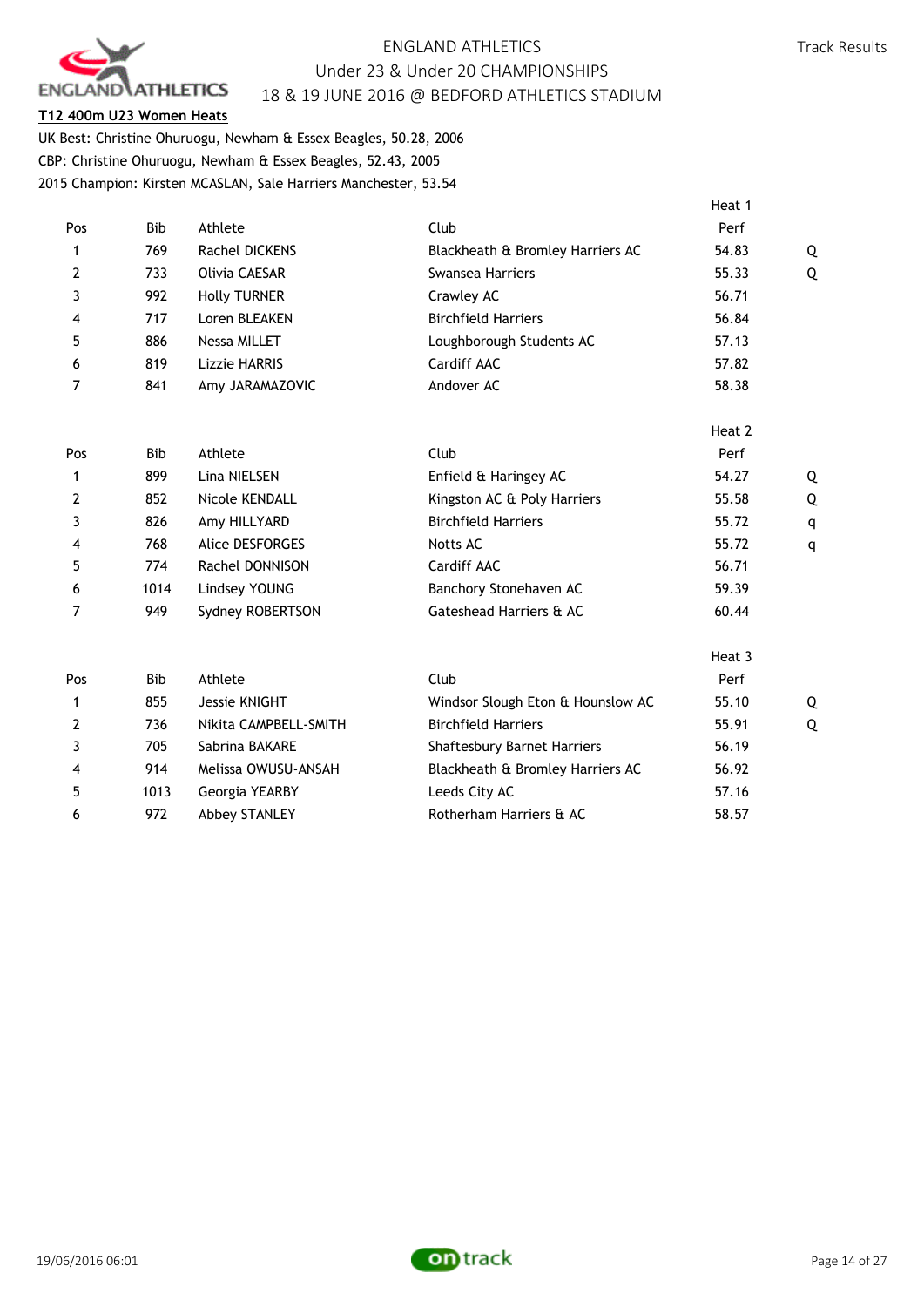**T12 400m U23 Women Heats**

UK Best: Christine Ohuruogu, Newham & Essex Beagles, 50.28, 2006

CBP: Christine Ohuruogu, Newham & Essex Beagles, 52.43, 2005

2015 Champion: Kirsten MCASLAN, Sale Harriers Manchester, 53.54

**Heat 1**

| Pos | Bib | Athlete | Club | Perf | |
|---|---|---|---|---|---|
| 1 | 769 | Rachel DICKENS | Blackheath & Bromley Harriers AC | 54.83 | Q |
| 2 | 733 | Olivia CAESAR | Swansea Harriers | 55.33 | Q |
| 3 | 992 | Holly TURNER | Crawley AC | 56.71 | |
| 4 | 717 | Loren BLEAKEN | Birchfield Harriers | 56.84 | |
| 5 | 886 | Nessa MILLET | Loughborough Students AC | 57.13 | |
| 6 | 819 | Lizzie HARRIS | Cardiff AAC | 57.82 | |
| 7 | 841 | Amy JARAMAZOVIC | Andover AC | 58.38 | |

**Heat 2**

| Pos | Bib | Athlete | Club | Perf | |
|---|---|---|---|---|---|
| 1 | 899 | Lina NIELSEN | Enfield & Haringey AC | 54.27 | Q |
| 2 | 852 | Nicole KENDALL | Kingston AC & Poly Harriers | 55.58 | Q |
| 3 | 826 | Amy HILLYARD | Birchfield Harriers | 55.72 | q |
| 4 | 768 | Alice DESFORGES | Notts AC | 55.72 | q |
| 5 | 774 | Rachel DONNISON | Cardiff AAC | 56.71 | |
| 6 | 1014 | Lindsey YOUNG | Banchory Stonehaven AC | 59.39 | |
| 7 | 949 | Sydney ROBERTSON | Gateshead Harriers & AC | 60.44 | |

**Heat 3**

| Pos | Bib | Athlete | Club | Perf | |
|---|---|---|---|---|---|
| 1 | 855 | Jessie KNIGHT | Windsor Slough Eton & Hounslow AC | 55.10 | Q |
| 2 | 736 | Nikita CAMPBELL-SMITH | Birchfield Harriers | 55.91 | Q |
| 3 | 705 | Sabrina BAKARE | Shaftesbury Barnet Harriers | 56.19 | |
| 4 | 914 | Melissa OWUSU-ANSAH | Blackheath & Bromley Harriers AC | 56.92 | |
| 5 | 1013 | Georgia YEARBY | Leeds City AC | 57.16 | |
| 6 | 972 | Abbey STANLEY | Rotherham Harriers & AC | 58.57 | |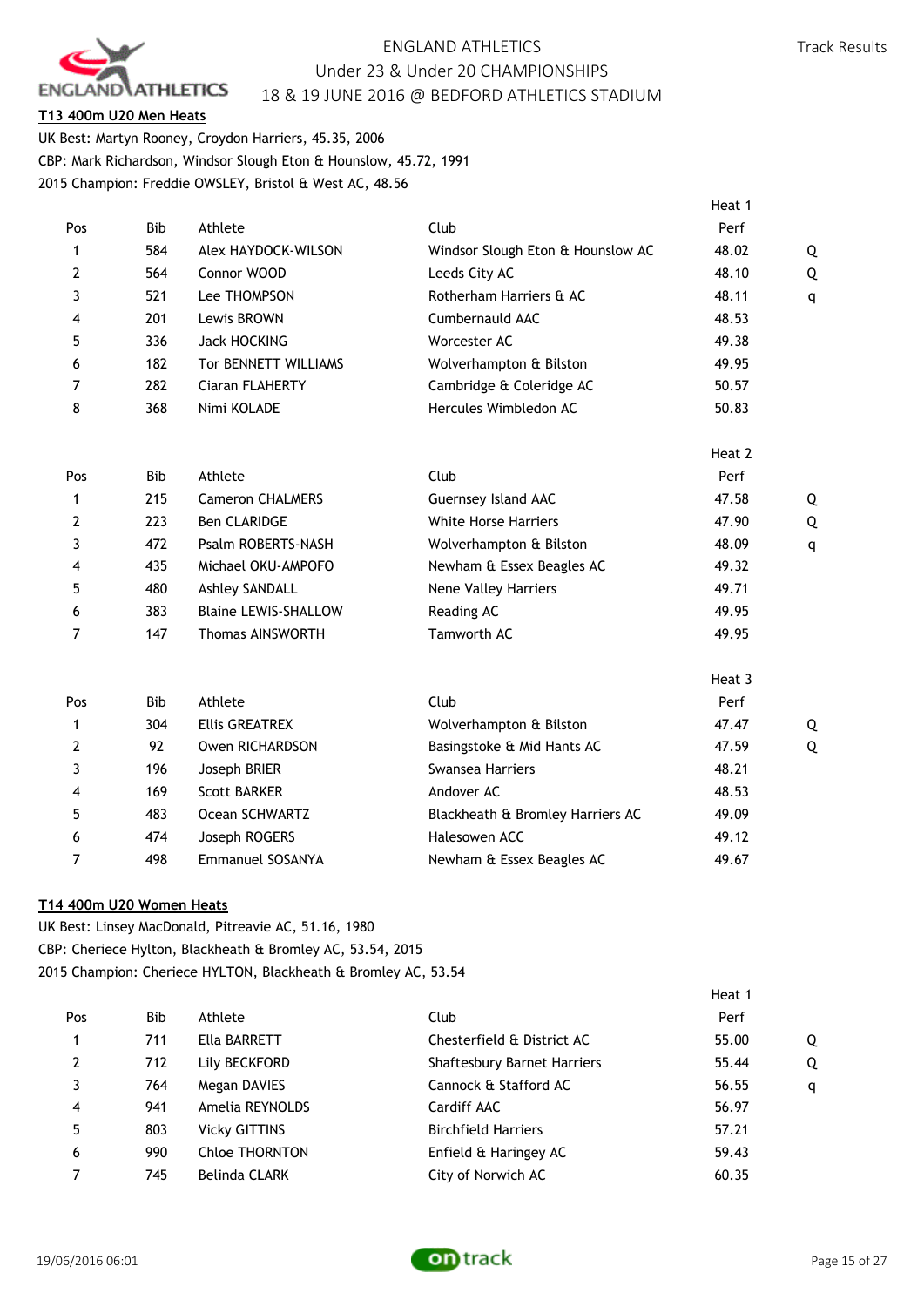## T13 400m U20 Men Heats

UK Best: Martyn Rooney, Croydon Harriers, 45.35, 2006
CBP: Mark Richardson, Windsor Slough Eton & Hounslow, 45.72, 1991
2015 Champion: Freddie OWSLEY, Bristol & West AC, 48.56

**Heat 1**

| Pos | Bib | Athlete | Club | Perf | |
|---|---|---|---|---|---|
| 1 | 584 | Alex HAYDOCK-WILSON | Windsor Slough Eton & Hounslow AC | 48.02 | Q |
| 2 | 564 | Connor WOOD | Leeds City AC | 48.10 | Q |
| 3 | 521 | Lee THOMPSON | Rotherham Harriers & AC | 48.11 | q |
| 4 | 201 | Lewis BROWN | Cumbernauld AAC | 48.53 | |
| 5 | 336 | Jack HOCKING | Worcester AC | 49.38 | |
| 6 | 182 | Tor BENNETT WILLIAMS | Wolverhampton & Bilston | 49.95 | |
| 7 | 282 | Ciaran FLAHERTY | Cambridge & Coleridge AC | 50.57 | |
| 8 | 368 | Nimi KOLADE | Hercules Wimbledon AC | 50.83 | |

**Heat 2**

| Pos | Bib | Athlete | Club | Perf | |
|---|---|---|---|---|---|
| 1 | 215 | Cameron CHALMERS | Guernsey Island AAC | 47.58 | Q |
| 2 | 223 | Ben CLARIDGE | White Horse Harriers | 47.90 | Q |
| 3 | 472 | Psalm ROBERTS-NASH | Wolverhampton & Bilston | 48.09 | q |
| 4 | 435 | Michael OKU-AMPOFO | Newham & Essex Beagles AC | 49.32 | |
| 5 | 480 | Ashley SANDALL | Nene Valley Harriers | 49.71 | |
| 6 | 383 | Blaine LEWIS-SHALLOW | Reading AC | 49.95 | |
| 7 | 147 | Thomas AINSWORTH | Tamworth AC | 49.95 | |

**Heat 3**

| Pos | Bib | Athlete | Club | Perf | |
|---|---|---|---|---|---|
| 1 | 304 | Ellis GREATREX | Wolverhampton & Bilston | 47.47 | Q |
| 2 | 92 | Owen RICHARDSON | Basingstoke & Mid Hants AC | 47.59 | Q |
| 3 | 196 | Joseph BRIER | Swansea Harriers | 48.21 | |
| 4 | 169 | Scott BARKER | Andover AC | 48.53 | |
| 5 | 483 | Ocean SCHWARTZ | Blackheath & Bromley Harriers AC | 49.09 | |
| 6 | 474 | Joseph ROGERS | Halesowen ACC | 49.12 | |
| 7 | 498 | Emmanuel SOSANYA | Newham & Essex Beagles AC | 49.67 | |

## T14 400m U20 Women Heats

UK Best: Linsey MacDonald, Pitreavie AC, 51.16, 1980
CBP: Cheriece Hylton, Blackheath & Bromley AC, 53.54, 2015
2015 Champion: Cheriece HYLTON, Blackheath & Bromley AC, 53.54

**Heat 1**

| Pos | Bib | Athlete | Club | Perf | |
|---|---|---|---|---|---|
| 1 | 711 | Ella BARRETT | Chesterfield & District AC | 55.00 | Q |
| 2 | 712 | Lily BECKFORD | Shaftesbury Barnet Harriers | 55.44 | Q |
| 3 | 764 | Megan DAVIES | Cannock & Stafford AC | 56.55 | q |
| 4 | 941 | Amelia REYNOLDS | Cardiff AAC | 56.97 | |
| 5 | 803 | Vicky GITTINS | Birchfield Harriers | 57.21 | |
| 6 | 990 | Chloe THORNTON | Enfield & Haringey AC | 59.43 | |
| 7 | 745 | Belinda CLARK | City of Norwich AC | 60.35 | |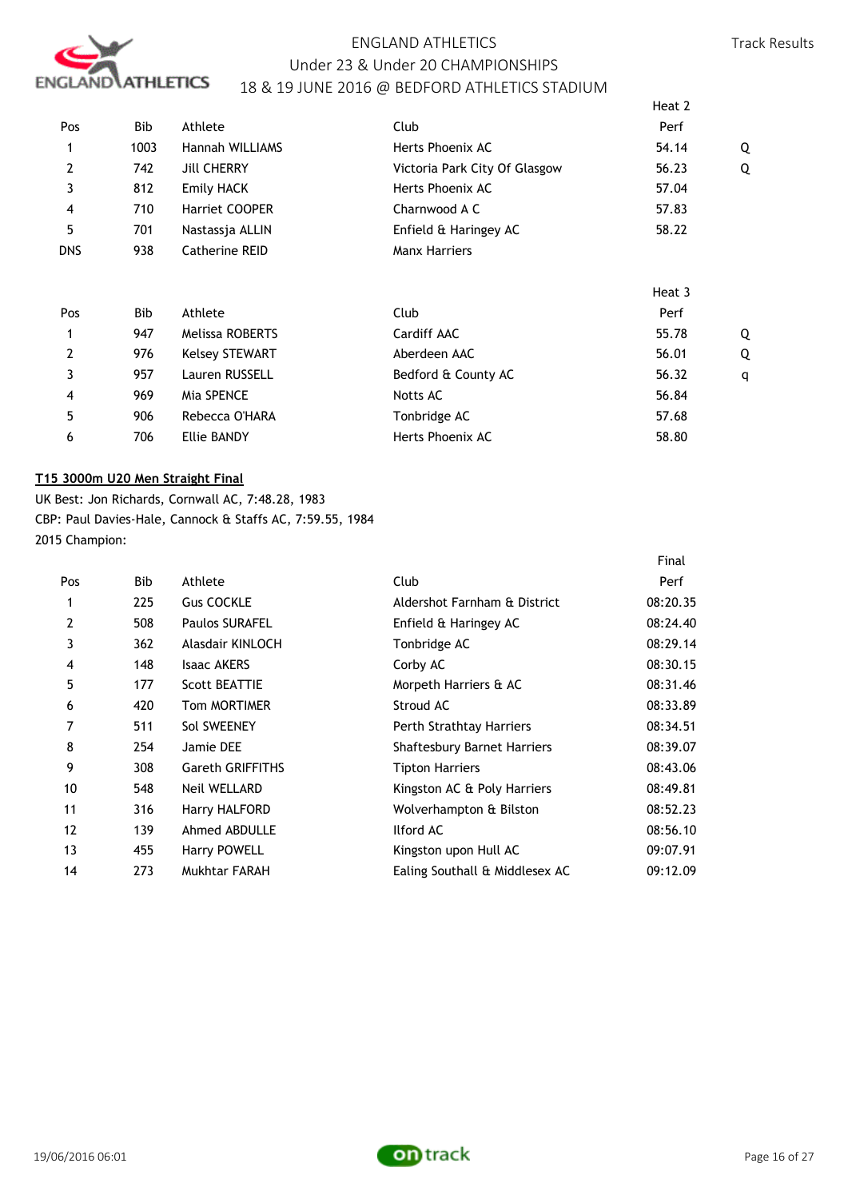| Pos | Bib | Athlete | Club | Heat 2 Perf | |
|---|---|---|---|---|---|
| 1 | 1003 | Hannah WILLIAMS | Herts Phoenix AC | 54.14 | Q |
| 2 | 742 | Jill CHERRY | Victoria Park City Of Glasgow | 56.23 | Q |
| 3 | 812 | Emily HACK | Herts Phoenix AC | 57.04 | |
| 4 | 710 | Harriet COOPER | Charnwood A C | 57.83 | |
| 5 | 701 | Nastassja ALLIN | Enfield & Haringey AC | 58.22 | |
| DNS | 938 | Catherine REID | Manx Harriers | | |

| Pos | Bib | Athlete | Club | Heat 3 Perf | |
|---|---|---|---|---|---|
| 1 | 947 | Melissa ROBERTS | Cardiff AAC | 55.78 | Q |
| 2 | 976 | Kelsey STEWART | Aberdeen AAC | 56.01 | Q |
| 3 | 957 | Lauren RUSSELL | Bedford & County AC | 56.32 | q |
| 4 | 969 | Mia SPENCE | Notts AC | 56.84 | |
| 5 | 906 | Rebecca O'HARA | Tonbridge AC | 57.68 | |
| 6 | 706 | Ellie BANDY | Herts Phoenix AC | 58.80 | |

## T15 3000m U20 Men Straight Final

UK Best: Jon Richards, Cornwall AC, 7:48.28, 1983
CBP: Paul Davies-Hale, Cannock & Staffs AC, 7:59.55, 1984
2015 Champion:

| Pos | Bib | Athlete | Club | Final Perf |
|---|---|---|---|---|
| 1 | 225 | Gus COCKLE | Aldershot Farnham & District | 08:20.35 |
| 2 | 508 | Paulos SURAFEL | Enfield & Haringey AC | 08:24.40 |
| 3 | 362 | Alasdair KINLOCH | Tonbridge AC | 08:29.14 |
| 4 | 148 | Isaac AKERS | Corby AC | 08:30.15 |
| 5 | 177 | Scott BEATTIE | Morpeth Harriers & AC | 08:31.46 |
| 6 | 420 | Tom MORTIMER | Stroud AC | 08:33.89 |
| 7 | 511 | Sol SWEENEY | Perth Strathtay Harriers | 08:34.51 |
| 8 | 254 | Jamie DEE | Shaftesbury Barnet Harriers | 08:39.07 |
| 9 | 308 | Gareth GRIFFITHS | Tipton Harriers | 08:43.06 |
| 10 | 548 | Neil WELLARD | Kingston AC & Poly Harriers | 08:49.81 |
| 11 | 316 | Harry HALFORD | Wolverhampton & Bilston | 08:52.23 |
| 12 | 139 | Ahmed ABDULLE | Ilford AC | 08:56.10 |
| 13 | 455 | Harry POWELL | Kingston upon Hull AC | 09:07.91 |
| 14 | 273 | Mukhtar FARAH | Ealing Southall & Middlesex AC | 09:12.09 |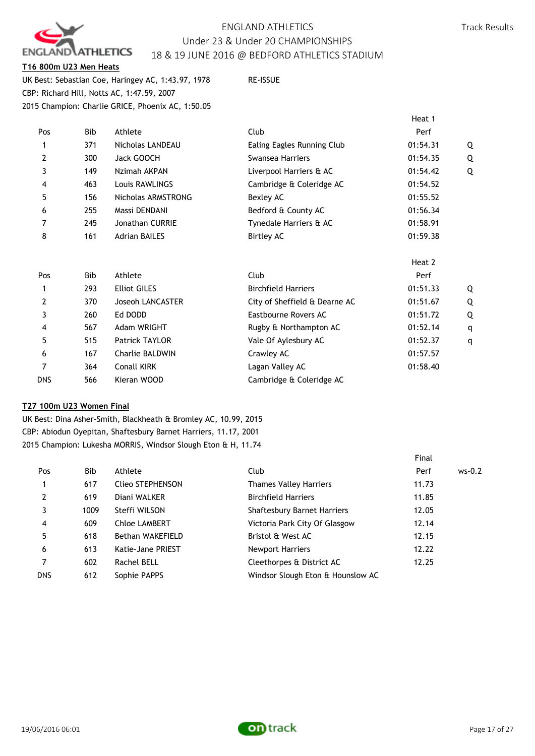ENGLAND ATHLETICS
Under 23 & Under 20 CHAMPIONSHIPS
18 & 19 JUNE 2016 @ BEDFORD ATHLETICS STADIUM

Track Results

**T16 800m U23 Men Heats**

UK Best: Sebastian Coe, Haringey AC, 1:43.97, 1978 RE-ISSUE
CBP: Richard Hill, Notts AC, 1:47.59, 2007
2015 Champion: Charlie GRICE, Phoenix AC, 1:50.05

| | | | | Heat 1 | |
|---|---|---|---|---|---|
| Pos | Bib | Athlete | Club | Perf | |
| 1 | 371 | Nicholas LANDEAU | Ealing Eagles Running Club | 01:54.31 | Q |
| 2 | 300 | Jack GOOCH | Swansea Harriers | 01:54.35 | Q |
| 3 | 149 | Nzimah AKPAN | Liverpool Harriers & AC | 01:54.42 | Q |
| 4 | 463 | Louis RAWLINGS | Cambridge & Coleridge AC | 01:54.52 | |
| 5 | 156 | Nicholas ARMSTRONG | Bexley AC | 01:55.52 | |
| 6 | 255 | Massi DENDANI | Bedford & County AC | 01:56.34 | |
| 7 | 245 | Jonathan CURRIE | Tynedale Harriers & AC | 01:58.91 | |
| 8 | 161 | Adrian BAILES | Birtley AC | 01:59.38 | |

| | | | | Heat 2 | |
|---|---|---|---|---|---|
| Pos | Bib | Athlete | Club | Perf | |
| 1 | 293 | Elliot GILES | Birchfield Harriers | 01:51.33 | Q |
| 2 | 370 | Joseoh LANCASTER | City of Sheffield & Dearne AC | 01:51.67 | Q |
| 3 | 260 | Ed DODD | Eastbourne Rovers AC | 01:51.72 | Q |
| 4 | 567 | Adam WRIGHT | Rugby & Northampton AC | 01:52.14 | q |
| 5 | 515 | Patrick TAYLOR | Vale Of Aylesbury AC | 01:52.37 | q |
| 6 | 167 | Charlie BALDWIN | Crawley AC | 01:57.57 | |
| 7 | 364 | Conall KIRK | Lagan Valley AC | 01:58.40 | |
| DNS | 566 | Kieran WOOD | Cambridge & Coleridge AC | | |

**T27 100m U23 Women Final**

UK Best: Dina Asher-Smith, Blackheath & Bromley AC, 10.99, 2015
CBP: Abiodun Oyepitan, Shaftesbury Barnet Harriers, 11.17, 2001
2015 Champion: Lukesha MORRIS, Windsor Slough Eton & H, 11.74

| | | | | Final | |
|---|---|---|---|---|---|
| Pos | Bib | Athlete | Club | Perf | ws-0.2 |
| 1 | 617 | Clieo STEPHENSON | Thames Valley Harriers | 11.73 | |
| 2 | 619 | Diani WALKER | Birchfield Harriers | 11.85 | |
| 3 | 1009 | Steffi WILSON | Shaftesbury Barnet Harriers | 12.05 | |
| 4 | 609 | Chloe LAMBERT | Victoria Park City Of Glasgow | 12.14 | |
| 5 | 618 | Bethan WAKEFIELD | Bristol & West AC | 12.15 | |
| 6 | 613 | Katie-Jane PRIEST | Newport Harriers | 12.22 | |
| 7 | 602 | Rachel BELL | Cleethorpes & District AC | 12.25 | |
| DNS | 612 | Sophie PAPPS | Windsor Slough Eton & Hounslow AC | | |

19/06/2016 06:01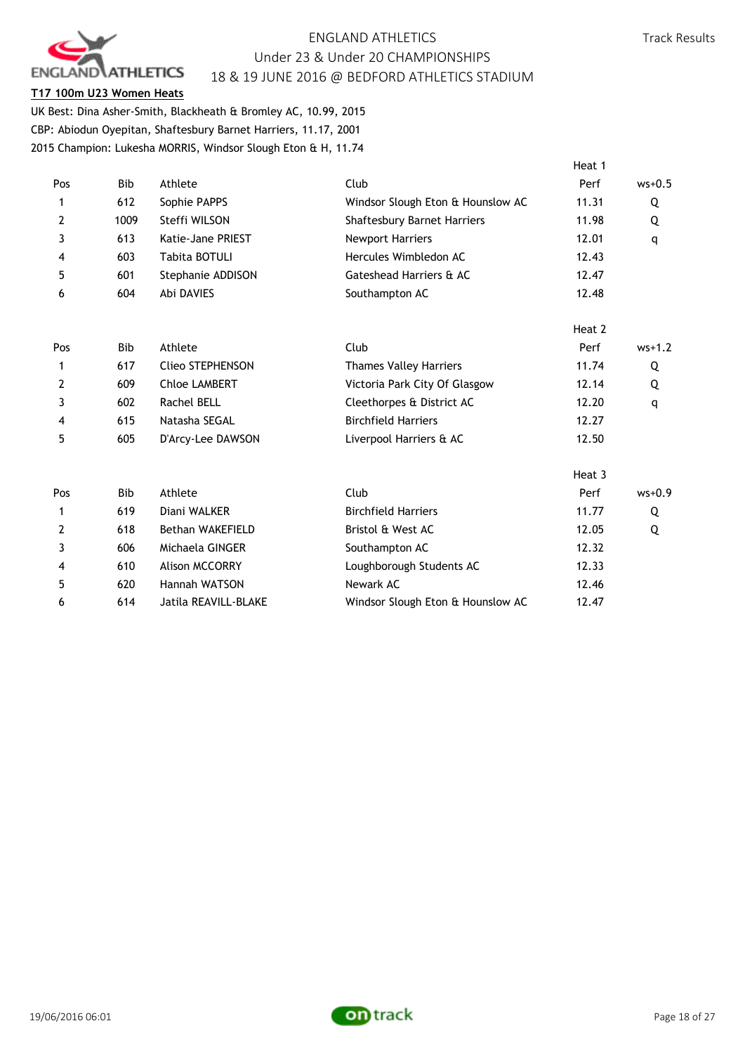ENGLAND ATHLETICS
Under 23 & Under 20 CHAMPIONSHIPS
18 & 19 JUNE 2016 @ BEDFORD ATHLETICS STADIUM

Track Results

**T17 100m U23 Women Heats**

UK Best: Dina Asher-Smith, Blackheath & Bromley AC, 10.99, 2015
CBP: Abiodun Oyepitan, Shaftesbury Barnet Harriers, 11.17, 2001
2015 Champion: Lukesha MORRIS, Windsor Slough Eton & H, 11.74

Heat 1

| Pos | Bib | Athlete | Club | Perf | ws+0.5 |
|---|---|---|---|---|---|
| 1 | 612 | Sophie PAPPS | Windsor Slough Eton & Hounslow AC | 11.31 | Q |
| 2 | 1009 | Steffi WILSON | Shaftesbury Barnet Harriers | 11.98 | Q |
| 3 | 613 | Katie-Jane PRIEST | Newport Harriers | 12.01 | q |
| 4 | 603 | Tabita BOTULI | Hercules Wimbledon AC | 12.43 | |
| 5 | 601 | Stephanie ADDISON | Gateshead Harriers & AC | 12.47 | |
| 6 | 604 | Abi DAVIES | Southampton AC | 12.48 | |

Heat 2

| Pos | Bib | Athlete | Club | Perf | ws+1.2 |
|---|---|---|---|---|---|
| 1 | 617 | Clieo STEPHENSON | Thames Valley Harriers | 11.74 | Q |
| 2 | 609 | Chloe LAMBERT | Victoria Park City Of Glasgow | 12.14 | Q |
| 3 | 602 | Rachel BELL | Cleethorpes & District AC | 12.20 | q |
| 4 | 615 | Natasha SEGAL | Birchfield Harriers | 12.27 | |
| 5 | 605 | D'Arcy-Lee DAWSON | Liverpool Harriers & AC | 12.50 | |

Heat 3

| Pos | Bib | Athlete | Club | Perf | ws+0.9 |
|---|---|---|---|---|---|
| 1 | 619 | Diani WALKER | Birchfield Harriers | 11.77 | Q |
| 2 | 618 | Bethan WAKEFIELD | Bristol & West AC | 12.05 | Q |
| 3 | 606 | Michaela GINGER | Southampton AC | 12.32 | |
| 4 | 610 | Alison MCCORRY | Loughborough Students AC | 12.33 | |
| 5 | 620 | Hannah WATSON | Newark AC | 12.46 | |
| 6 | 614 | Jatila REAVILL-BLAKE | Windsor Slough Eton & Hounslow AC | 12.47 | |

19/06/2016 06:01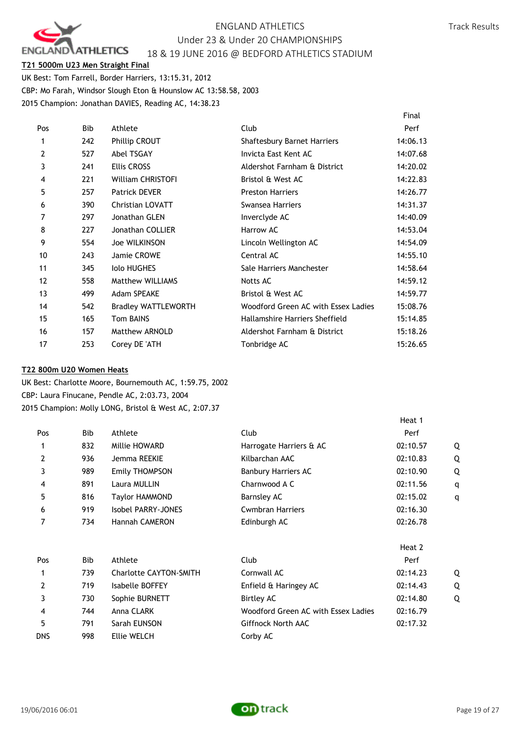## T21 5000m U23 Men Straight Final

UK Best: Tom Farrell, Border Harriers, 13:15.31, 2012
CBP: Mo Farah, Windsor Slough Eton & Hounslow AC 13:58.58, 2003
2015 Champion: Jonathan DAVIES, Reading AC, 14:38.23

| Pos | Bib | Athlete | Club | Final Perf |
|---|---|---|---|---|
| 1 | 242 | Phillip CROUT | Shaftesbury Barnet Harriers | 14:06.13 |
| 2 | 527 | Abel TSGAY | Invicta East Kent AC | 14:07.68 |
| 3 | 241 | Ellis CROSS | Aldershot Farnham & District | 14:20.02 |
| 4 | 221 | William CHRISTOFI | Bristol & West AC | 14:22.83 |
| 5 | 257 | Patrick DEVER | Preston Harriers | 14:26.77 |
| 6 | 390 | Christian LOVATT | Swansea Harriers | 14:31.37 |
| 7 | 297 | Jonathan GLEN | Inverclyde AC | 14:40.09 |
| 8 | 227 | Jonathan COLLIER | Harrow AC | 14:53.04 |
| 9 | 554 | Joe WILKINSON | Lincoln Wellington AC | 14:54.09 |
| 10 | 243 | Jamie CROWE | Central AC | 14:55.10 |
| 11 | 345 | Iolo HUGHES | Sale Harriers Manchester | 14:58.64 |
| 12 | 558 | Matthew WILLIAMS | Notts AC | 14:59.12 |
| 13 | 499 | Adam SPEAKE | Bristol & West AC | 14:59.77 |
| 14 | 542 | Bradley WATTLEWORTH | Woodford Green AC with Essex Ladies | 15:08.76 |
| 15 | 165 | Tom BAINS | Hallamshire Harriers Sheffield | 15:14.85 |
| 16 | 157 | Matthew ARNOLD | Aldershot Farnham & District | 15:18.26 |
| 17 | 253 | Corey DE 'ATH | Tonbridge AC | 15:26.65 |

## T22 800m U20 Women Heats

UK Best: Charlotte Moore, Bournemouth AC, 1:59.75, 2002
CBP: Laura Finucane, Pendle AC, 2:03.73, 2004
2015 Champion: Molly LONG, Bristol & West AC, 2:07.37

| Pos | Bib | Athlete | Club | Heat 1 Perf | |
|---|---|---|---|---|---|
| 1 | 832 | Millie HOWARD | Harrogate Harriers & AC | 02:10.57 | Q |
| 2 | 936 | Jemma REEKIE | Kilbarchan AAC | 02:10.83 | Q |
| 3 | 989 | Emily THOMPSON | Banbury Harriers AC | 02:10.90 | Q |
| 4 | 891 | Laura MULLIN | Charnwood A C | 02:11.56 | q |
| 5 | 816 | Taylor HAMMOND | Barnsley AC | 02:15.02 | q |
| 6 | 919 | Isobel PARRY-JONES | Cwmbran Harriers | 02:16.30 | |
| 7 | 734 | Hannah CAMERON | Edinburgh AC | 02:26.78 | |

| Pos | Bib | Athlete | Club | Heat 2 Perf | |
|---|---|---|---|---|---|
| 1 | 739 | Charlotte CAYTON-SMITH | Cornwall AC | 02:14.23 | Q |
| 2 | 719 | Isabelle BOFFEY | Enfield & Haringey AC | 02:14.43 | Q |
| 3 | 730 | Sophie BURNETT | Birtley AC | 02:14.80 | Q |
| 4 | 744 | Anna CLARK | Woodford Green AC with Essex Ladies | 02:16.79 | |
| 5 | 791 | Sarah EUNSON | Giffnock North AAC | 02:17.32 | |
| DNS | 998 | Ellie WELCH | Corby AC | | |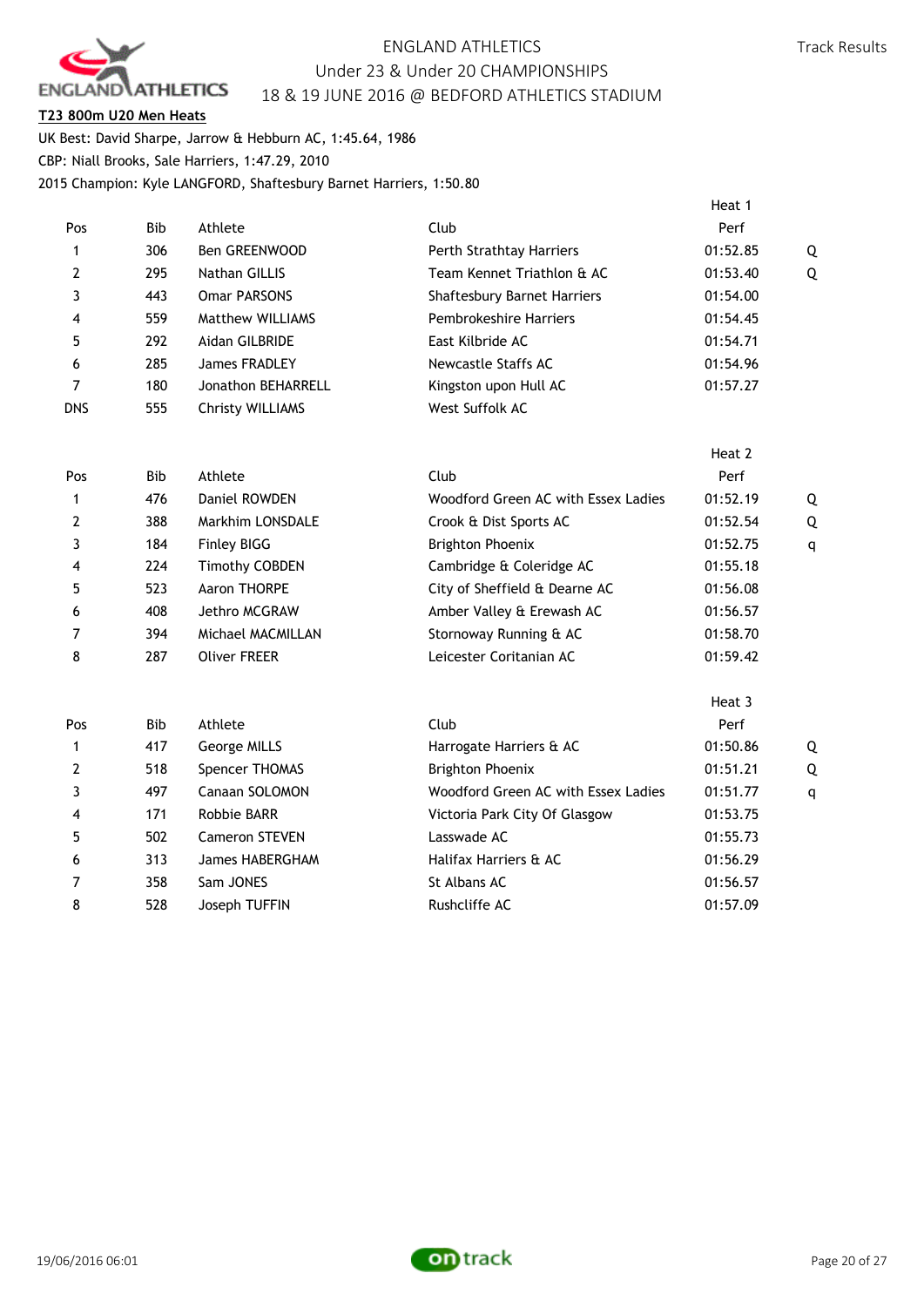ENGLAND ATHLETICS
Under 23 & Under 20 CHAMPIONSHIPS
18 & 19 JUNE 2016 @ BEDFORD ATHLETICS STADIUM

**T23 800m U20 Men Heats**

UK Best: David Sharpe, Jarrow & Hebburn AC, 1:45.64, 1986
CBP: Niall Brooks, Sale Harriers, 1:47.29, 2010
2015 Champion: Kyle LANGFORD, Shaftesbury Barnet Harriers, 1:50.80

**Heat 1**

| Pos | Bib | Athlete | Club | Perf | |
|---|---|---|---|---|---|
| 1 | 306 | Ben GREENWOOD | Perth Strathtay Harriers | 01:52.85 | Q |
| 2 | 295 | Nathan GILLIS | Team Kennet Triathlon & AC | 01:53.40 | Q |
| 3 | 443 | Omar PARSONS | Shaftesbury Barnet Harriers | 01:54.00 | |
| 4 | 559 | Matthew WILLIAMS | Pembrokeshire Harriers | 01:54.45 | |
| 5 | 292 | Aidan GILBRIDE | East Kilbride AC | 01:54.71 | |
| 6 | 285 | James FRADLEY | Newcastle Staffs AC | 01:54.96 | |
| 7 | 180 | Jonathon BEHARRELL | Kingston upon Hull AC | 01:57.27 | |
| DNS | 555 | Christy WILLIAMS | West Suffolk AC | | |

**Heat 2**

| Pos | Bib | Athlete | Club | Perf | |
|---|---|---|---|---|---|
| 1 | 476 | Daniel ROWDEN | Woodford Green AC with Essex Ladies | 01:52.19 | Q |
| 2 | 388 | Markhim LONSDALE | Crook & Dist Sports AC | 01:52.54 | Q |
| 3 | 184 | Finley BIGG | Brighton Phoenix | 01:52.75 | q |
| 4 | 224 | Timothy COBDEN | Cambridge & Coleridge AC | 01:55.18 | |
| 5 | 523 | Aaron THORPE | City of Sheffield & Dearne AC | 01:56.08 | |
| 6 | 408 | Jethro MCGRAW | Amber Valley & Erewash AC | 01:56.57 | |
| 7 | 394 | Michael MACMILLAN | Stornoway Running & AC | 01:58.70 | |
| 8 | 287 | Oliver FREER | Leicester Coritanian AC | 01:59.42 | |

**Heat 3**

| Pos | Bib | Athlete | Club | Perf | |
|---|---|---|---|---|---|
| 1 | 417 | George MILLS | Harrogate Harriers & AC | 01:50.86 | Q |
| 2 | 518 | Spencer THOMAS | Brighton Phoenix | 01:51.21 | Q |
| 3 | 497 | Canaan SOLOMON | Woodford Green AC with Essex Ladies | 01:51.77 | q |
| 4 | 171 | Robbie BARR | Victoria Park City Of Glasgow | 01:53.75 | |
| 5 | 502 | Cameron STEVEN | Lasswade AC | 01:55.73 | |
| 6 | 313 | James HABERGHAM | Halifax Harriers & AC | 01:56.29 | |
| 7 | 358 | Sam JONES | St Albans AC | 01:56.57 | |
| 8 | 528 | Joseph TUFFIN | Rushcliffe AC | 01:57.09 | |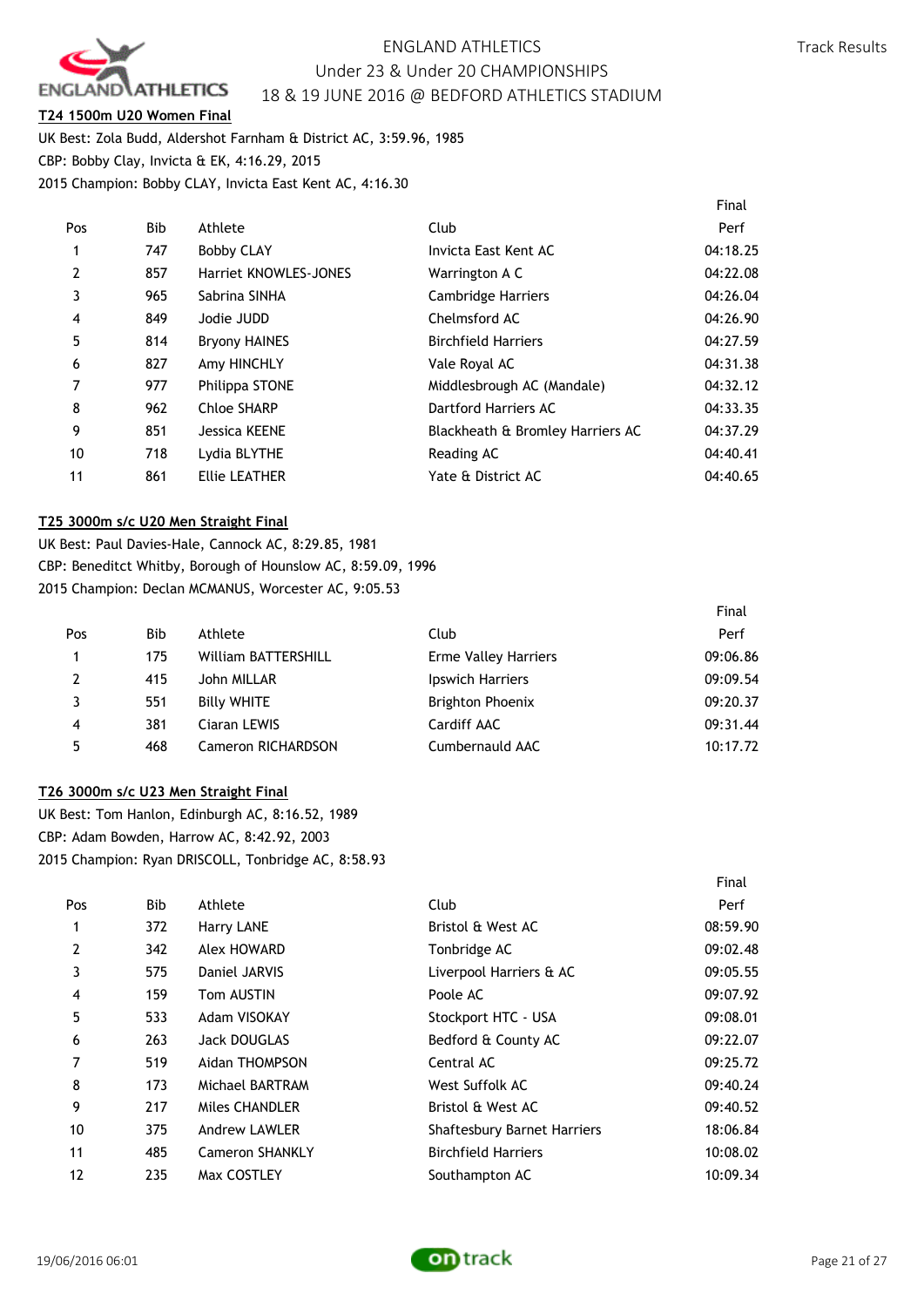## T24 1500m U20 Women Final

UK Best: Zola Budd, Aldershot Farnham & District AC, 3:59.96, 1985
CBP: Bobby Clay, Invicta & EK, 4:16.29, 2015
2015 Champion: Bobby CLAY, Invicta East Kent AC, 4:16.30

| Pos | Bib | Athlete | Club | Final Perf |
|---|---|---|---|---|
| 1 | 747 | Bobby CLAY | Invicta East Kent AC | 04:18.25 |
| 2 | 857 | Harriet KNOWLES-JONES | Warrington A C | 04:22.08 |
| 3 | 965 | Sabrina SINHA | Cambridge Harriers | 04:26.04 |
| 4 | 849 | Jodie JUDD | Chelmsford AC | 04:26.90 |
| 5 | 814 | Bryony HAINES | Birchfield Harriers | 04:27.59 |
| 6 | 827 | Amy HINCHLY | Vale Royal AC | 04:31.38 |
| 7 | 977 | Philippa STONE | Middlesbrough AC (Mandale) | 04:32.12 |
| 8 | 962 | Chloe SHARP | Dartford Harriers AC | 04:33.35 |
| 9 | 851 | Jessica KEENE | Blackheath & Bromley Harriers AC | 04:37.29 |
| 10 | 718 | Lydia BLYTHE | Reading AC | 04:40.41 |
| 11 | 861 | Ellie LEATHER | Yate & District AC | 04:40.65 |

## T25 3000m s/c U20 Men Straight Final

UK Best: Paul Davies-Hale, Cannock AC, 8:29.85, 1981
CBP: Beneditct Whitby, Borough of Hounslow AC, 8:59.09, 1996
2015 Champion: Declan MCMANUS, Worcester AC, 9:05.53

| Pos | Bib | Athlete | Club | Final Perf |
|---|---|---|---|---|
| 1 | 175 | William BATTERSHILL | Erme Valley Harriers | 09:06.86 |
| 2 | 415 | John MILLAR | Ipswich Harriers | 09:09.54 |
| 3 | 551 | Billy WHITE | Brighton Phoenix | 09:20.37 |
| 4 | 381 | Ciaran LEWIS | Cardiff AAC | 09:31.44 |
| 5 | 468 | Cameron RICHARDSON | Cumbernauld AAC | 10:17.72 |

## T26 3000m s/c U23 Men Straight Final

UK Best: Tom Hanlon, Edinburgh AC, 8:16.52, 1989
CBP: Adam Bowden, Harrow AC, 8:42.92, 2003
2015 Champion: Ryan DRISCOLL, Tonbridge AC, 8:58.93

| Pos | Bib | Athlete | Club | Final Perf |
|---|---|---|---|---|
| 1 | 372 | Harry LANE | Bristol & West AC | 08:59.90 |
| 2 | 342 | Alex HOWARD | Tonbridge AC | 09:02.48 |
| 3 | 575 | Daniel JARVIS | Liverpool Harriers & AC | 09:05.55 |
| 4 | 159 | Tom AUSTIN | Poole AC | 09:07.92 |
| 5 | 533 | Adam VISOKAY | Stockport HTC - USA | 09:08.01 |
| 6 | 263 | Jack DOUGLAS | Bedford & County AC | 09:22.07 |
| 7 | 519 | Aidan THOMPSON | Central AC | 09:25.72 |
| 8 | 173 | Michael BARTRAM | West Suffolk AC | 09:40.24 |
| 9 | 217 | Miles CHANDLER | Bristol & West AC | 09:40.52 |
| 10 | 375 | Andrew LAWLER | Shaftesbury Barnet Harriers | 18:06.84 |
| 11 | 485 | Cameron SHANKLY | Birchfield Harriers | 10:08.02 |
| 12 | 235 | Max COSTLEY | Southampton AC | 10:09.34 |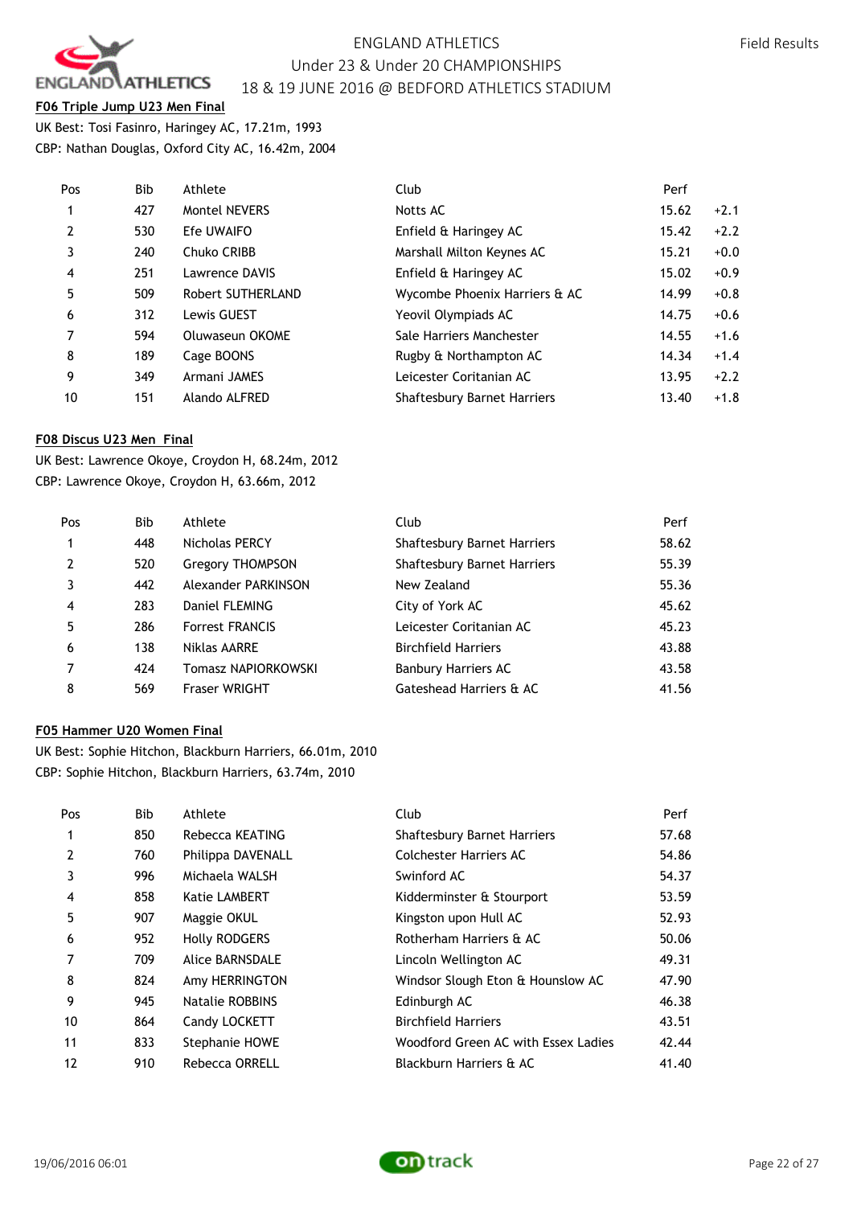ENGLAND ATHLETICS
Under 23 & Under 20 CHAMPIONSHIPS
18 & 19 JUNE 2016 @ BEDFORD ATHLETICS STADIUM

Field Results

**F06 Triple Jump U23 Men Final**

UK Best: Tosi Fasinro, Haringey AC, 17.21m, 1993
CBP: Nathan Douglas, Oxford City AC, 16.42m, 2004

| Pos | Bib | Athlete | Club | Perf | |
|---|---|---|---|---|---|
| 1 | 427 | Montel NEVERS | Notts AC | 15.62 | +2.1 |
| 2 | 530 | Efe UWAIFO | Enfield & Haringey AC | 15.42 | +2.2 |
| 3 | 240 | Chuko CRIBB | Marshall Milton Keynes AC | 15.21 | +0.0 |
| 4 | 251 | Lawrence DAVIS | Enfield & Haringey AC | 15.02 | +0.9 |
| 5 | 509 | Robert SUTHERLAND | Wycombe Phoenix Harriers & AC | 14.99 | +0.8 |
| 6 | 312 | Lewis GUEST | Yeovil Olympiads AC | 14.75 | +0.6 |
| 7 | 594 | Oluwaseun OKOME | Sale Harriers Manchester | 14.55 | +1.6 |
| 8 | 189 | Cage BOONS | Rugby & Northampton AC | 14.34 | +1.4 |
| 9 | 349 | Armani JAMES | Leicester Coritanian AC | 13.95 | +2.2 |
| 10 | 151 | Alando ALFRED | Shaftesbury Barnet Harriers | 13.40 | +1.8 |

**F08 Discus U23 Men Final**

UK Best: Lawrence Okoye, Croydon H, 68.24m, 2012
CBP: Lawrence Okoye, Croydon H, 63.66m, 2012

| Pos | Bib | Athlete | Club | Perf |
|---|---|---|---|---|
| 1 | 448 | Nicholas PERCY | Shaftesbury Barnet Harriers | 58.62 |
| 2 | 520 | Gregory THOMPSON | Shaftesbury Barnet Harriers | 55.39 |
| 3 | 442 | Alexander PARKINSON | New Zealand | 55.36 |
| 4 | 283 | Daniel FLEMING | City of York AC | 45.62 |
| 5 | 286 | Forrest FRANCIS | Leicester Coritanian AC | 45.23 |
| 6 | 138 | Niklas AARRE | Birchfield Harriers | 43.88 |
| 7 | 424 | Tomasz NAPIORKOWSKI | Banbury Harriers AC | 43.58 |
| 8 | 569 | Fraser WRIGHT | Gateshead Harriers & AC | 41.56 |

**F05 Hammer U20 Women Final**

UK Best: Sophie Hitchon, Blackburn Harriers, 66.01m, 2010
CBP: Sophie Hitchon, Blackburn Harriers, 63.74m, 2010

| Pos | Bib | Athlete | Club | Perf |
|---|---|---|---|---|
| 1 | 850 | Rebecca KEATING | Shaftesbury Barnet Harriers | 57.68 |
| 2 | 760 | Philippa DAVENALL | Colchester Harriers AC | 54.86 |
| 3 | 996 | Michaela WALSH | Swinford AC | 54.37 |
| 4 | 858 | Katie LAMBERT | Kidderminster & Stourport | 53.59 |
| 5 | 907 | Maggie OKUL | Kingston upon Hull AC | 52.93 |
| 6 | 952 | Holly RODGERS | Rotherham Harriers & AC | 50.06 |
| 7 | 709 | Alice BARNSDALE | Lincoln Wellington AC | 49.31 |
| 8 | 824 | Amy HERRINGTON | Windsor Slough Eton & Hounslow AC | 47.90 |
| 9 | 945 | Natalie ROBBINS | Edinburgh AC | 46.38 |
| 10 | 864 | Candy LOCKETT | Birchfield Harriers | 43.51 |
| 11 | 833 | Stephanie HOWE | Woodford Green AC with Essex Ladies | 42.44 |
| 12 | 910 | Rebecca ORRELL | Blackburn Harriers & AC | 41.40 |

19/06/2016 06:01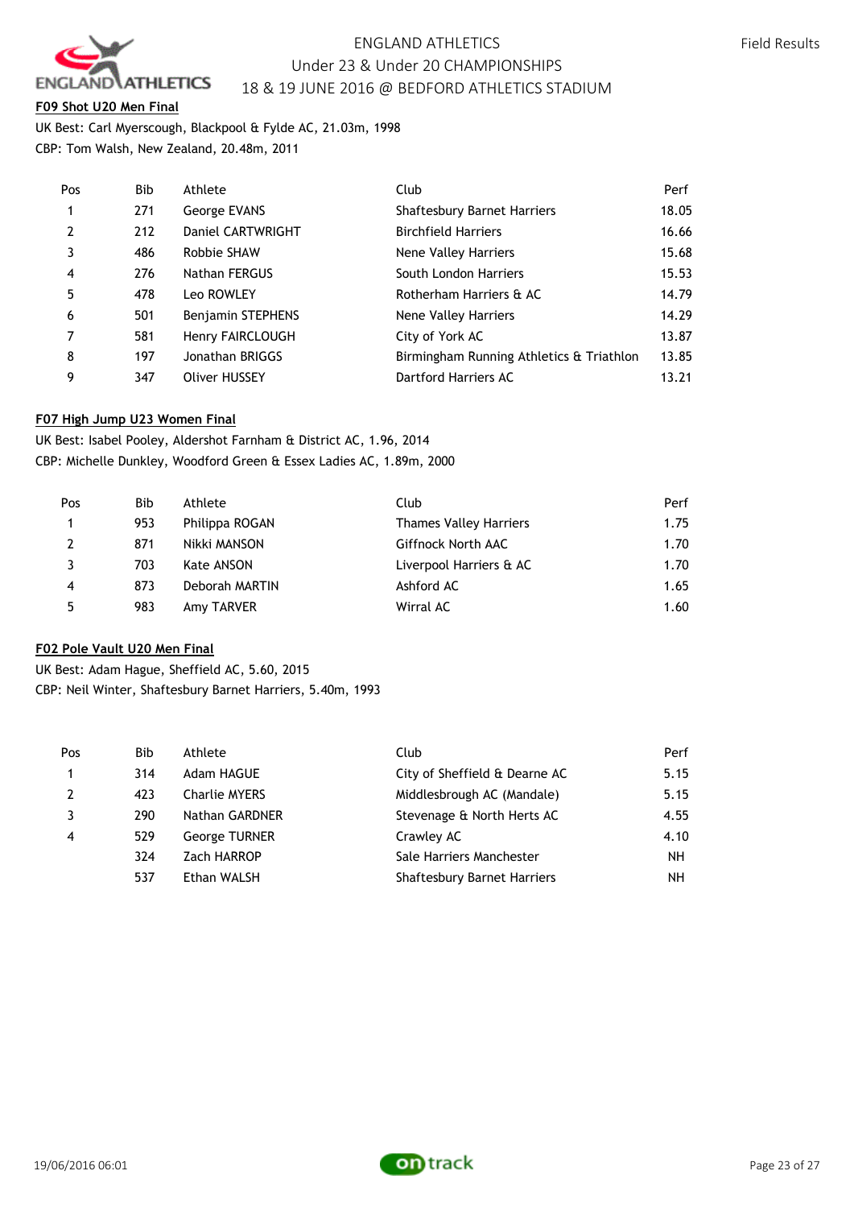#### F09 Shot U20 Men Final

UK Best: Carl Myerscough, Blackpool & Fylde AC, 21.03m, 1998
CBP: Tom Walsh, New Zealand, 20.48m, 2011

| Pos | Bib | Athlete | Club | Perf |
|---|---|---|---|---|
| 1 | 271 | George EVANS | Shaftesbury Barnet Harriers | 18.05 |
| 2 | 212 | Daniel CARTWRIGHT | Birchfield Harriers | 16.66 |
| 3 | 486 | Robbie SHAW | Nene Valley Harriers | 15.68 |
| 4 | 276 | Nathan FERGUS | South London Harriers | 15.53 |
| 5 | 478 | Leo ROWLEY | Rotherham Harriers & AC | 14.79 |
| 6 | 501 | Benjamin STEPHENS | Nene Valley Harriers | 14.29 |
| 7 | 581 | Henry FAIRCLOUGH | City of York AC | 13.87 |
| 8 | 197 | Jonathan BRIGGS | Birmingham Running Athletics & Triathlon | 13.85 |
| 9 | 347 | Oliver HUSSEY | Dartford Harriers AC | 13.21 |

#### F07 High Jump U23 Women Final

UK Best: Isabel Pooley, Aldershot Farnham & District AC, 1.96, 2014
CBP: Michelle Dunkley, Woodford Green & Essex Ladies AC, 1.89m, 2000

| Pos | Bib | Athlete | Club | Perf |
|---|---|---|---|---|
| 1 | 953 | Philippa ROGAN | Thames Valley Harriers | 1.75 |
| 2 | 871 | Nikki MANSON | Giffnock North AAC | 1.70 |
| 3 | 703 | Kate ANSON | Liverpool Harriers & AC | 1.70 |
| 4 | 873 | Deborah MARTIN | Ashford AC | 1.65 |
| 5 | 983 | Amy TARVER | Wirral AC | 1.60 |

#### F02 Pole Vault U20 Men Final

UK Best: Adam Hague, Sheffield AC, 5.60, 2015
CBP: Neil Winter, Shaftesbury Barnet Harriers, 5.40m, 1993

| Pos | Bib | Athlete | Club | Perf |
|---|---|---|---|---|
| 1 | 314 | Adam HAGUE | City of Sheffield & Dearne AC | 5.15 |
| 2 | 423 | Charlie MYERS | Middlesbrough AC (Mandale) | 5.15 |
| 3 | 290 | Nathan GARDNER | Stevenage & North Herts AC | 4.55 |
| 4 | 529 | George TURNER | Crawley AC | 4.10 |
| | 324 | Zach HARROP | Sale Harriers Manchester | NH |
| | 537 | Ethan WALSH | Shaftesbury Barnet Harriers | NH |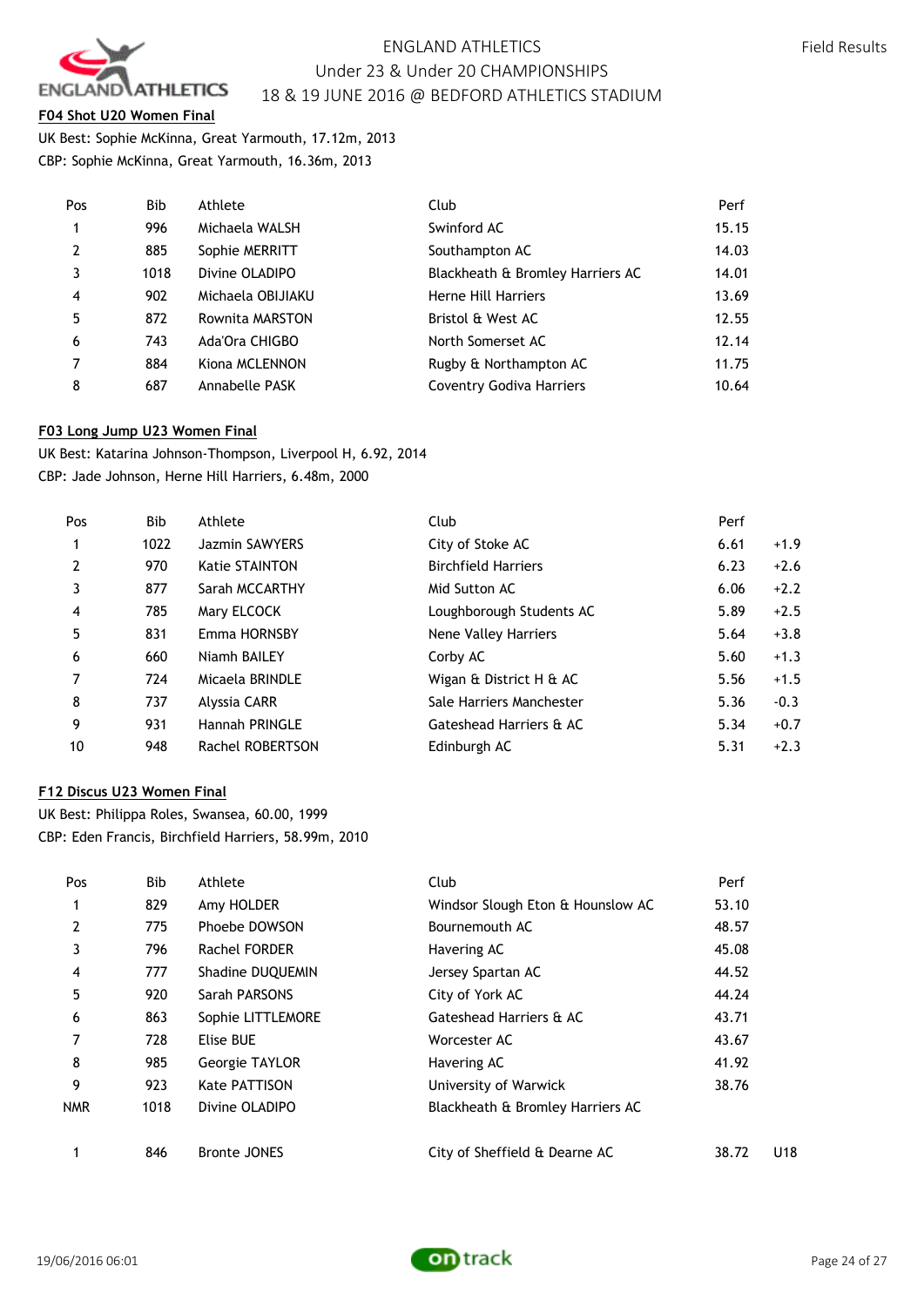ENGLAND ATHLETICS
Under 23 & Under 20 CHAMPIONSHIPS
18 & 19 JUNE 2016 @ BEDFORD ATHLETICS STADIUM

Field Results

**F04 Shot U20 Women Final**

UK Best: Sophie McKinna, Great Yarmouth, 17.12m, 2013
CBP: Sophie McKinna, Great Yarmouth, 16.36m, 2013

| Pos | Bib | Athlete | Club | Perf |
|---|---|---|---|---|
| 1 | 996 | Michaela WALSH | Swinford AC | 15.15 |
| 2 | 885 | Sophie MERRITT | Southampton AC | 14.03 |
| 3 | 1018 | Divine OLADIPO | Blackheath & Bromley Harriers AC | 14.01 |
| 4 | 902 | Michaela OBIJIAKU | Herne Hill Harriers | 13.69 |
| 5 | 872 | Rownita MARSTON | Bristol & West AC | 12.55 |
| 6 | 743 | Ada'Ora CHIGBO | North Somerset AC | 12.14 |
| 7 | 884 | Kiona MCLENNON | Rugby & Northampton AC | 11.75 |
| 8 | 687 | Annabelle PASK | Coventry Godiva Harriers | 10.64 |

**F03 Long Jump U23 Women Final**

UK Best: Katarina Johnson-Thompson, Liverpool H, 6.92, 2014
CBP: Jade Johnson, Herne Hill Harriers, 6.48m, 2000

| Pos | Bib | Athlete | Club | Perf | |
|---|---|---|---|---|---|
| 1 | 1022 | Jazmin SAWYERS | City of Stoke AC | 6.61 | +1.9 |
| 2 | 970 | Katie STAINTON | Birchfield Harriers | 6.23 | +2.6 |
| 3 | 877 | Sarah MCCARTHY | Mid Sutton AC | 6.06 | +2.2 |
| 4 | 785 | Mary ELCOCK | Loughborough Students AC | 5.89 | +2.5 |
| 5 | 831 | Emma HORNSBY | Nene Valley Harriers | 5.64 | +3.8 |
| 6 | 660 | Niamh BAILEY | Corby AC | 5.60 | +1.3 |
| 7 | 724 | Micaela BRINDLE | Wigan & District H & AC | 5.56 | +1.5 |
| 8 | 737 | Alyssia CARR | Sale Harriers Manchester | 5.36 | -0.3 |
| 9 | 931 | Hannah PRINGLE | Gateshead Harriers & AC | 5.34 | +0.7 |
| 10 | 948 | Rachel ROBERTSON | Edinburgh AC | 5.31 | +2.3 |

**F12 Discus U23 Women Final**

UK Best: Philippa Roles, Swansea, 60.00, 1999
CBP: Eden Francis, Birchfield Harriers, 58.99m, 2010

| Pos | Bib | Athlete | Club | Perf | |
|---|---|---|---|---|---|
| 1 | 829 | Amy HOLDER | Windsor Slough Eton & Hounslow AC | 53.10 | |
| 2 | 775 | Phoebe DOWSON | Bournemouth AC | 48.57 | |
| 3 | 796 | Rachel FORDER | Havering AC | 45.08 | |
| 4 | 777 | Shadine DUQUEMIN | Jersey Spartan AC | 44.52 | |
| 5 | 920 | Sarah PARSONS | City of York AC | 44.24 | |
| 6 | 863 | Sophie LITTLEMORE | Gateshead Harriers & AC | 43.71 | |
| 7 | 728 | Elise BUE | Worcester AC | 43.67 | |
| 8 | 985 | Georgie TAYLOR | Havering AC | 41.92 | |
| 9 | 923 | Kate PATTISON | University of Warwick | 38.76 | |
| NMR | 1018 | Divine OLADIPO | Blackheath & Bromley Harriers AC | | |
| | | | | | |
| 1 | 846 | Bronte JONES | City of Sheffield & Dearne AC | 38.72 | U18 |

19/06/2016 06:01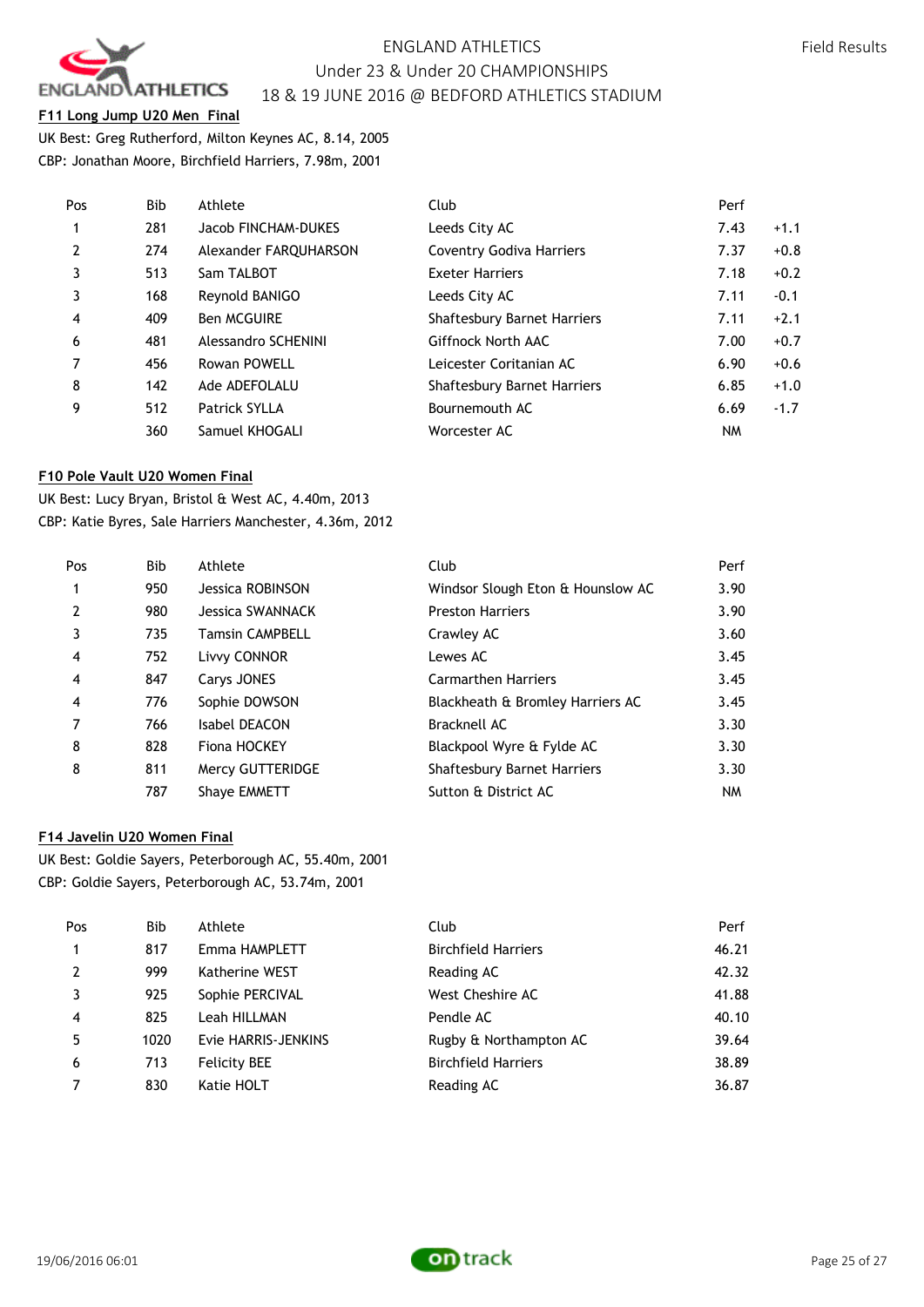#### F11 Long Jump U20 Men Final

UK Best: Greg Rutherford, Milton Keynes AC, 8.14, 2005
CBP: Jonathan Moore, Birchfield Harriers, 7.98m, 2001

| Pos | Bib | Athlete | Club | Perf | |
|---|---|---|---|---|---|
| 1 | 281 | Jacob FINCHAM-DUKES | Leeds City AC | 7.43 | +1.1 |
| 2 | 274 | Alexander FARQUHARSON | Coventry Godiva Harriers | 7.37 | +0.8 |
| 3 | 513 | Sam TALBOT | Exeter Harriers | 7.18 | +0.2 |
| 3 | 168 | Reynold BANIGO | Leeds City AC | 7.11 | -0.1 |
| 4 | 409 | Ben MCGUIRE | Shaftesbury Barnet Harriers | 7.11 | +2.1 |
| 6 | 481 | Alessandro SCHENINI | Giffnock North AAC | 7.00 | +0.7 |
| 7 | 456 | Rowan POWELL | Leicester Coritanian AC | 6.90 | +0.6 |
| 8 | 142 | Ade ADEFOLALU | Shaftesbury Barnet Harriers | 6.85 | +1.0 |
| 9 | 512 | Patrick SYLLA | Bournemouth AC | 6.69 | -1.7 |
| | 360 | Samuel KHOGALI | Worcester AC | NM | |

#### F10 Pole Vault U20 Women Final

UK Best: Lucy Bryan, Bristol & West AC, 4.40m, 2013
CBP: Katie Byres, Sale Harriers Manchester, 4.36m, 2012

| Pos | Bib | Athlete | Club | Perf |
|---|---|---|---|---|
| 1 | 950 | Jessica ROBINSON | Windsor Slough Eton & Hounslow AC | 3.90 |
| 2 | 980 | Jessica SWANNACK | Preston Harriers | 3.90 |
| 3 | 735 | Tamsin CAMPBELL | Crawley AC | 3.60 |
| 4 | 752 | Livvy CONNOR | Lewes AC | 3.45 |
| 4 | 847 | Carys JONES | Carmarthen Harriers | 3.45 |
| 4 | 776 | Sophie DOWSON | Blackheath & Bromley Harriers AC | 3.45 |
| 7 | 766 | Isabel DEACON | Bracknell AC | 3.30 |
| 8 | 828 | Fiona HOCKEY | Blackpool Wyre & Fylde AC | 3.30 |
| 8 | 811 | Mercy GUTTERIDGE | Shaftesbury Barnet Harriers | 3.30 |
| | 787 | Shaye EMMETT | Sutton & District AC | NM |

#### F14 Javelin U20 Women Final

UK Best: Goldie Sayers, Peterborough AC, 55.40m, 2001
CBP: Goldie Sayers, Peterborough AC, 53.74m, 2001

| Pos | Bib | Athlete | Club | Perf |
|---|---|---|---|---|
| 1 | 817 | Emma HAMPLETT | Birchfield Harriers | 46.21 |
| 2 | 999 | Katherine WEST | Reading AC | 42.32 |
| 3 | 925 | Sophie PERCIVAL | West Cheshire AC | 41.88 |
| 4 | 825 | Leah HILLMAN | Pendle AC | 40.10 |
| 5 | 1020 | Evie HARRIS-JENKINS | Rugby & Northampton AC | 39.64 |
| 6 | 713 | Felicity BEE | Birchfield Harriers | 38.89 |
| 7 | 830 | Katie HOLT | Reading AC | 36.87 |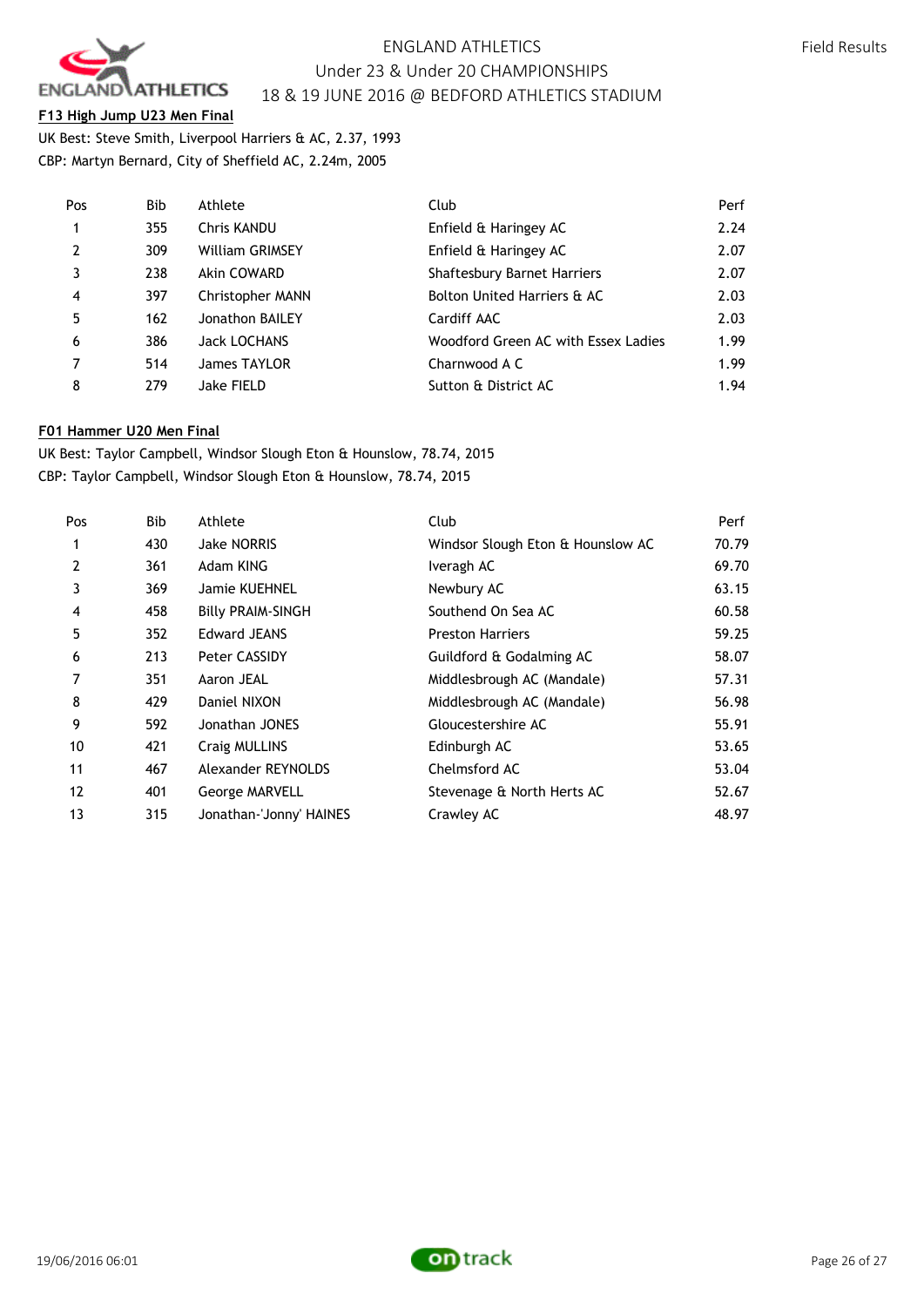### F13 High Jump U23 Men Final

UK Best: Steve Smith, Liverpool Harriers & AC, 2.37, 1993
CBP: Martyn Bernard, City of Sheffield AC, 2.24m, 2005

| Pos | Bib | Athlete | Club | Perf |
|---|---|---|---|---|
| 1 | 355 | Chris KANDU | Enfield & Haringey AC | 2.24 |
| 2 | 309 | William GRIMSEY | Enfield & Haringey AC | 2.07 |
| 3 | 238 | Akin COWARD | Shaftesbury Barnet Harriers | 2.07 |
| 4 | 397 | Christopher MANN | Bolton United Harriers & AC | 2.03 |
| 5 | 162 | Jonathon BAILEY | Cardiff AAC | 2.03 |
| 6 | 386 | Jack LOCHANS | Woodford Green AC with Essex Ladies | 1.99 |
| 7 | 514 | James TAYLOR | Charnwood A C | 1.99 |
| 8 | 279 | Jake FIELD | Sutton & District AC | 1.94 |

### F01 Hammer U20 Men Final

UK Best: Taylor Campbell, Windsor Slough Eton & Hounslow, 78.74, 2015
CBP: Taylor Campbell, Windsor Slough Eton & Hounslow, 78.74, 2015

| Pos | Bib | Athlete | Club | Perf |
|---|---|---|---|---|
| 1 | 430 | Jake NORRIS | Windsor Slough Eton & Hounslow AC | 70.79 |
| 2 | 361 | Adam KING | Iveragh AC | 69.70 |
| 3 | 369 | Jamie KUEHNEL | Newbury AC | 63.15 |
| 4 | 458 | Billy PRAIM-SINGH | Southend On Sea AC | 60.58 |
| 5 | 352 | Edward JEANS | Preston Harriers | 59.25 |
| 6 | 213 | Peter CASSIDY | Guildford & Godalming AC | 58.07 |
| 7 | 351 | Aaron JEAL | Middlesbrough AC (Mandale) | 57.31 |
| 8 | 429 | Daniel NIXON | Middlesbrough AC (Mandale) | 56.98 |
| 9 | 592 | Jonathan JONES | Gloucestershire AC | 55.91 |
| 10 | 421 | Craig MULLINS | Edinburgh AC | 53.65 |
| 11 | 467 | Alexander REYNOLDS | Chelmsford AC | 53.04 |
| 12 | 401 | George MARVELL | Stevenage & North Herts AC | 52.67 |
| 13 | 315 | Jonathan-'Jonny' HAINES | Crawley AC | 48.97 |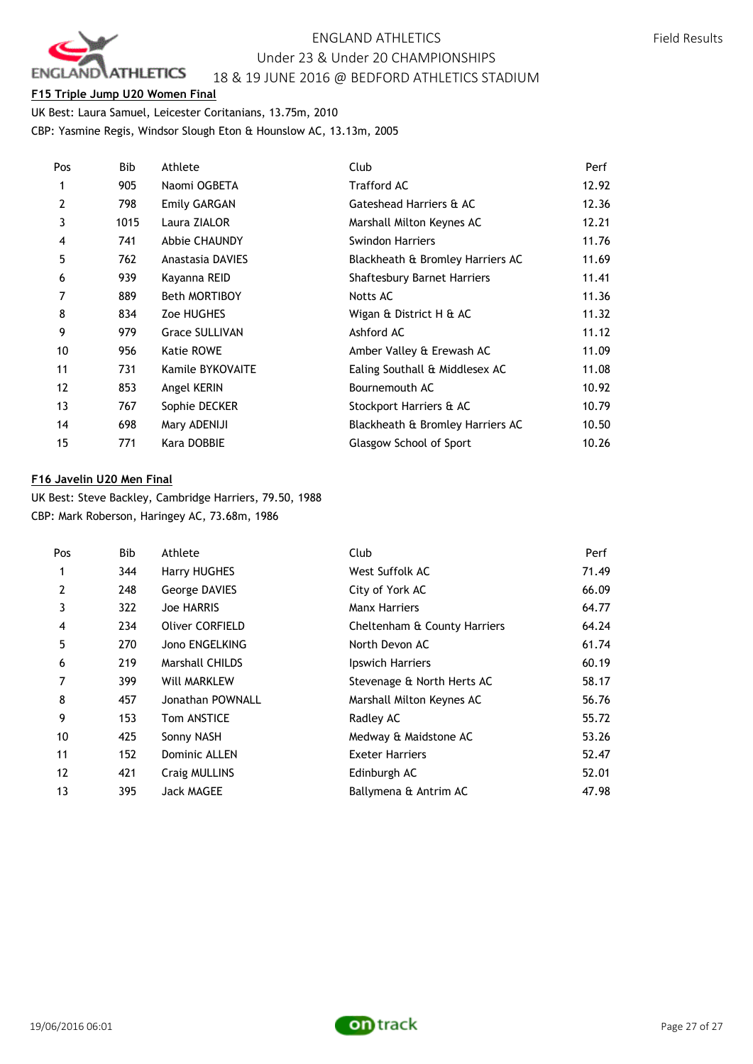ENGLAND ATHLETICS
Under 23 & Under 20 CHAMPIONSHIPS
18 & 19 JUNE 2016 @ BEDFORD ATHLETICS STADIUM

Field Results

**F15 Triple Jump U20 Women Final**

UK Best: Laura Samuel, Leicester Coritanians, 13.75m, 2010
CBP: Yasmine Regis, Windsor Slough Eton & Hounslow AC, 13.13m, 2005

| Pos | Bib | Athlete | Club | Perf |
|---|---|---|---|---|
| 1 | 905 | Naomi OGBETA | Trafford AC | 12.92 |
| 2 | 798 | Emily GARGAN | Gateshead Harriers & AC | 12.36 |
| 3 | 1015 | Laura ZIALOR | Marshall Milton Keynes AC | 12.21 |
| 4 | 741 | Abbie CHAUNDY | Swindon Harriers | 11.76 |
| 5 | 762 | Anastasia DAVIES | Blackheath & Bromley Harriers AC | 11.69 |
| 6 | 939 | Kayanna REID | Shaftesbury Barnet Harriers | 11.41 |
| 7 | 889 | Beth MORTIBOY | Notts AC | 11.36 |
| 8 | 834 | Zoe HUGHES | Wigan & District H & AC | 11.32 |
| 9 | 979 | Grace SULLIVAN | Ashford AC | 11.12 |
| 10 | 956 | Katie ROWE | Amber Valley & Erewash AC | 11.09 |
| 11 | 731 | Kamile BYKOVAITE | Ealing Southall & Middlesex AC | 11.08 |
| 12 | 853 | Angel KERIN | Bournemouth AC | 10.92 |
| 13 | 767 | Sophie DECKER | Stockport Harriers & AC | 10.79 |
| 14 | 698 | Mary ADENIJI | Blackheath & Bromley Harriers AC | 10.50 |
| 15 | 771 | Kara DOBBIE | Glasgow School of Sport | 10.26 |

**F16 Javelin U20 Men Final**

UK Best: Steve Backley, Cambridge Harriers, 79.50, 1988
CBP: Mark Roberson, Haringey AC, 73.68m, 1986

| Pos | Bib | Athlete | Club | Perf |
|---|---|---|---|---|
| 1 | 344 | Harry HUGHES | West Suffolk AC | 71.49 |
| 2 | 248 | George DAVIES | City of York AC | 66.09 |
| 3 | 322 | Joe HARRIS | Manx Harriers | 64.77 |
| 4 | 234 | Oliver CORFIELD | Cheltenham & County Harriers | 64.24 |
| 5 | 270 | Jono ENGELKING | North Devon AC | 61.74 |
| 6 | 219 | Marshall CHILDS | Ipswich Harriers | 60.19 |
| 7 | 399 | Will MARKLEW | Stevenage & North Herts AC | 58.17 |
| 8 | 457 | Jonathan POWNALL | Marshall Milton Keynes AC | 56.76 |
| 9 | 153 | Tom ANSTICE | Radley AC | 55.72 |
| 10 | 425 | Sonny NASH | Medway & Maidstone AC | 53.26 |
| 11 | 152 | Dominic ALLEN | Exeter Harriers | 52.47 |
| 12 | 421 | Craig MULLINS | Edinburgh AC | 52.01 |
| 13 | 395 | Jack MAGEE | Ballymena & Antrim AC | 47.98 |

19/06/2016 06:01